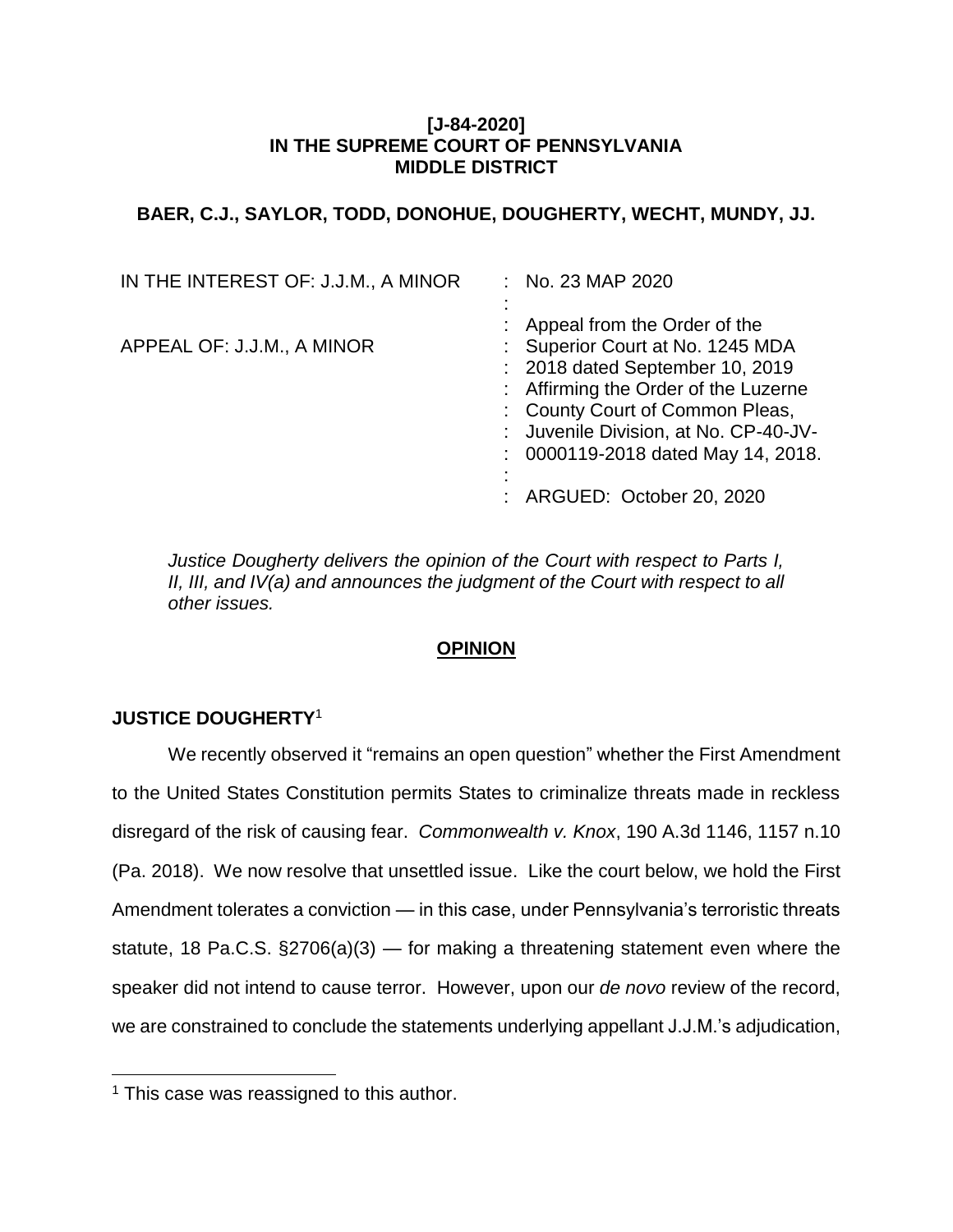**[J-84-2020]**
**IN THE SUPREME COURT OF PENNSYLVANIA**
**MIDDLE DISTRICT**

**BAER, C.J., SAYLOR, TODD, DONOHUE, DOUGHERTY, WECHT, MUNDY, JJ.**

| | |
|---|---|
| IN THE INTEREST OF: J.J.M., A MINOR | : No. 23 MAP 2020 |
| | : |
| APPEAL OF: J.J.M., A MINOR | : Appeal from the Order of the Superior Court at No. 1245 MDA 2018 dated September 10, 2019 Affirming the Order of the Luzerne County Court of Common Pleas, Juvenile Division, at No. CP-40-JV-0000119-2018 dated May 14, 2018. |
| | : |
| | : ARGUED: October 20, 2020 |

*Justice Dougherty delivers the opinion of the Court with respect to Parts I, II, III, and IV(a) and announces the judgment of the Court with respect to all other issues.*

**OPINION**

**JUSTICE DOUGHERTY**[1]

We recently observed it "remains an open question" whether the First Amendment to the United States Constitution permits States to criminalize threats made in reckless disregard of the risk of causing fear. *Commonwealth v. Knox*, 190 A.3d 1146, 1157 n.10 (Pa. 2018). We now resolve that unsettled issue. Like the court below, we hold the First Amendment tolerates a conviction — in this case, under Pennsylvania's terroristic threats statute, 18 Pa.C.S. §2706(a)(3) — for making a threatening statement even where the speaker did not intend to cause terror. However, upon our *de novo* review of the record, we are constrained to conclude the statements underlying appellant J.J.M.'s adjudication,

[1] This case was reassigned to this author.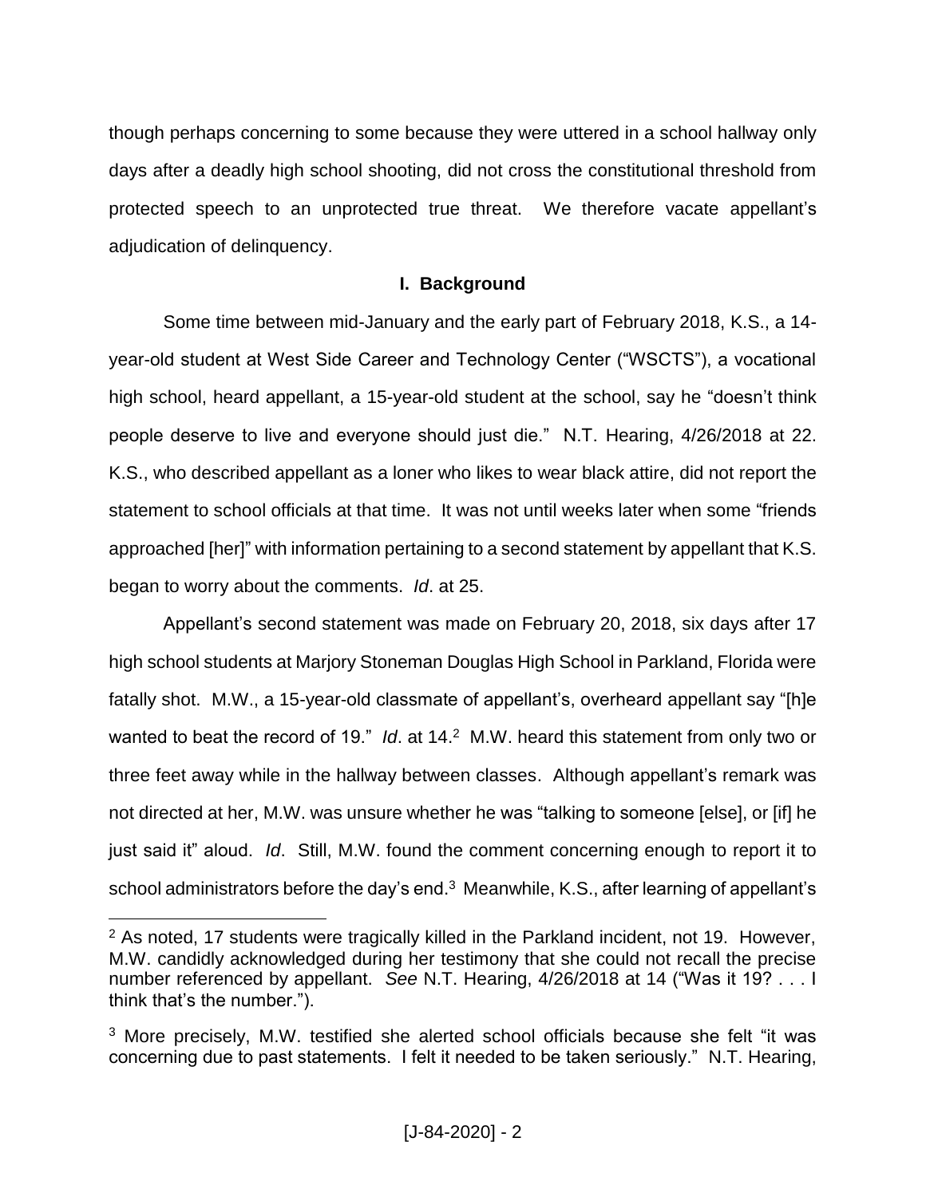though perhaps concerning to some because they were uttered in a school hallway only days after a deadly high school shooting, did not cross the constitutional threshold from protected speech to an unprotected true threat. We therefore vacate appellant's adjudication of delinquency.

## I. Background

Some time between mid-January and the early part of February 2018, K.S., a 14-year-old student at West Side Career and Technology Center ("WSCTS"), a vocational high school, heard appellant, a 15-year-old student at the school, say he "doesn't think people deserve to live and everyone should just die." N.T. Hearing, 4/26/2018 at 22. K.S., who described appellant as a loner who likes to wear black attire, did not report the statement to school officials at that time. It was not until weeks later when some "friends approached [her]" with information pertaining to a second statement by appellant that K.S. began to worry about the comments. *Id*. at 25.

Appellant's second statement was made on February 20, 2018, six days after 17 high school students at Marjory Stoneman Douglas High School in Parkland, Florida were fatally shot. M.W., a 15-year-old classmate of appellant's, overheard appellant say "[h]e wanted to beat the record of 19." *Id*. at 14.[2] M.W. heard this statement from only two or three feet away while in the hallway between classes. Although appellant's remark was not directed at her, M.W. was unsure whether he was "talking to someone [else], or [if] he just said it" aloud. *Id*. Still, M.W. found the comment concerning enough to report it to school administrators before the day's end.[3] Meanwhile, K.S., after learning of appellant's

---

[2] As noted, 17 students were tragically killed in the Parkland incident, not 19. However, M.W. candidly acknowledged during her testimony that she could not recall the precise number referenced by appellant. *See* N.T. Hearing, 4/26/2018 at 14 ("Was it 19? . . . I think that's the number.").

[3] More precisely, M.W. testified she alerted school officials because she felt "it was concerning due to past statements. I felt it needed to be taken seriously." N.T. Hearing,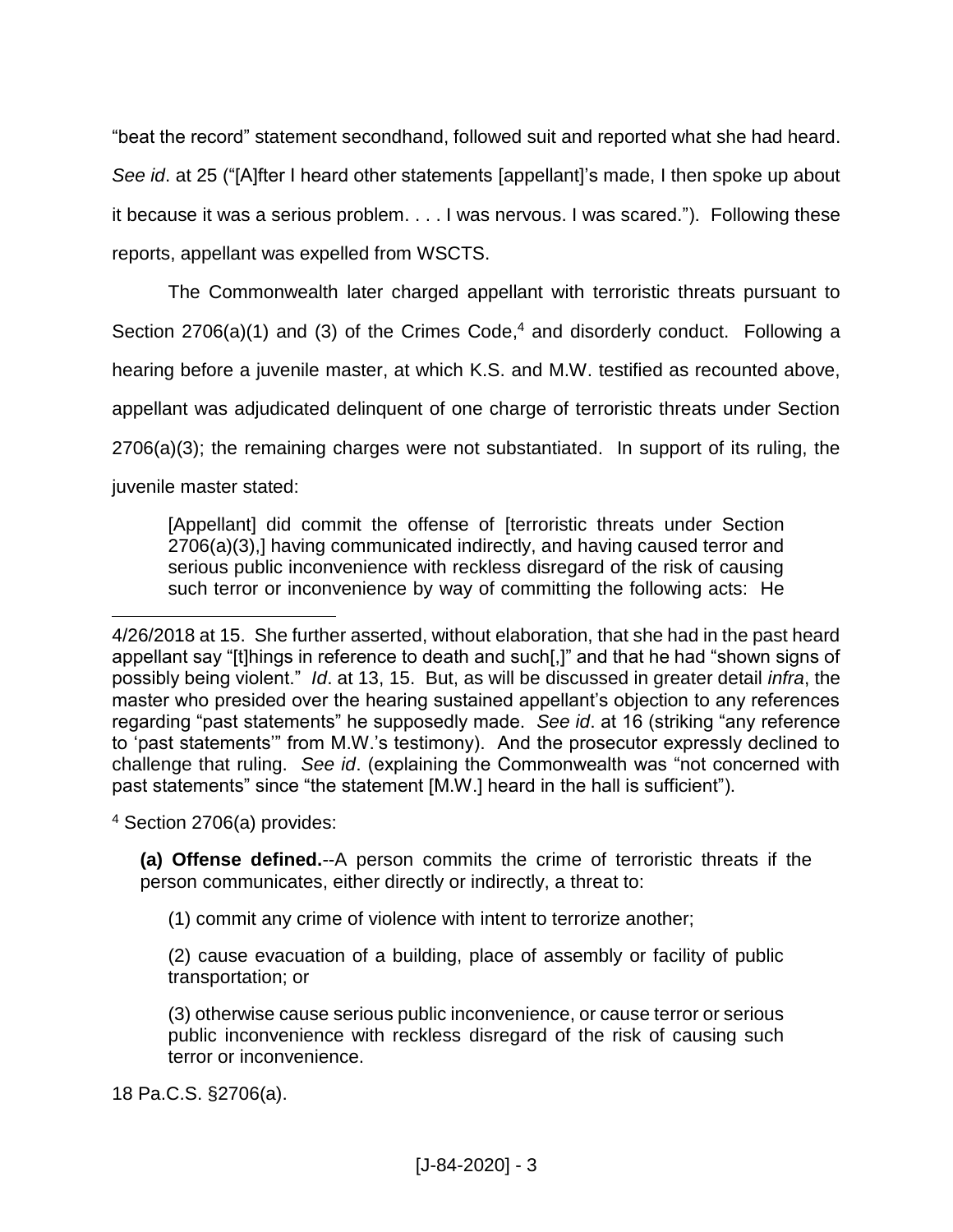"beat the record" statement secondhand, followed suit and reported what she had heard. *See id*. at 25 ("[A]fter I heard other statements [appellant]'s made, I then spoke up about it because it was a serious problem. . . . I was nervous. I was scared."). Following these reports, appellant was expelled from WSCTS.

The Commonwealth later charged appellant with terroristic threats pursuant to Section 2706(a)(1) and (3) of the Crimes Code,[4] and disorderly conduct. Following a hearing before a juvenile master, at which K.S. and M.W. testified as recounted above, appellant was adjudicated delinquent of one charge of terroristic threats under Section 2706(a)(3); the remaining charges were not substantiated. In support of its ruling, the juvenile master stated:

> [Appellant] did commit the offense of [terroristic threats under Section 2706(a)(3),] having communicated indirectly, and having caused terror and serious public inconvenience with reckless disregard of the risk of causing such terror or inconvenience by way of committing the following acts: He

---

4/26/2018 at 15. She further asserted, without elaboration, that she had in the past heard appellant say "[t]hings in reference to death and such[,]" and that he had "shown signs of possibly being violent." *Id*. at 13, 15. But, as will be discussed in greater detail *infra*, the master who presided over the hearing sustained appellant's objection to any references regarding "past statements" he supposedly made. *See id*. at 16 (striking "any reference to 'past statements'" from M.W.'s testimony). And the prosecutor expressly declined to challenge that ruling. *See id*. (explaining the Commonwealth was "not concerned with past statements" since "the statement [M.W.] heard in the hall is sufficient").

[4] Section 2706(a) provides:

> **(a) Offense defined.**--A person commits the crime of terroristic threats if the person communicates, either directly or indirectly, a threat to:
>
> (1) commit any crime of violence with intent to terrorize another;
>
> (2) cause evacuation of a building, place of assembly or facility of public transportation; or
>
> (3) otherwise cause serious public inconvenience, or cause terror or serious public inconvenience with reckless disregard of the risk of causing such terror or inconvenience.

18 Pa.C.S. §2706(a).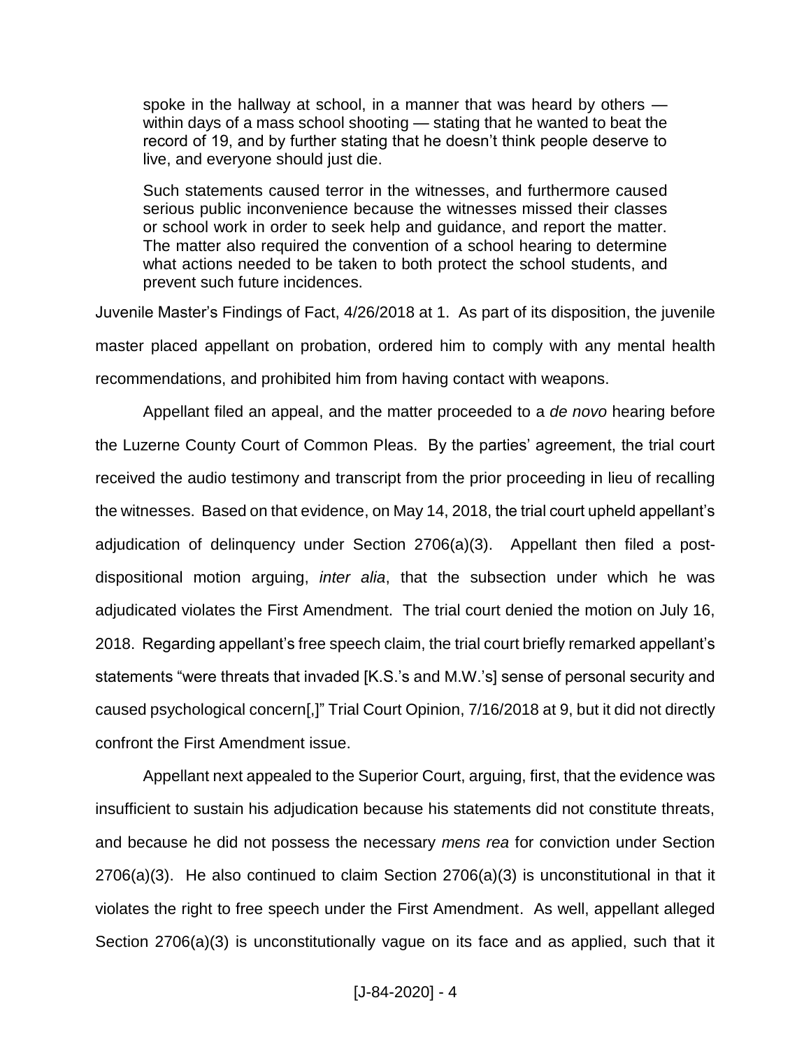> spoke in the hallway at school, in a manner that was heard by others — within days of a mass school shooting — stating that he wanted to beat the record of 19, and by further stating that he doesn't think people deserve to live, and everyone should just die.
>
> Such statements caused terror in the witnesses, and furthermore caused serious public inconvenience because the witnesses missed their classes or school work in order to seek help and guidance, and report the matter. The matter also required the convention of a school hearing to determine what actions needed to be taken to both protect the school students, and prevent such future incidences.

Juvenile Master's Findings of Fact, 4/26/2018 at 1. As part of its disposition, the juvenile master placed appellant on probation, ordered him to comply with any mental health recommendations, and prohibited him from having contact with weapons.

Appellant filed an appeal, and the matter proceeded to a *de novo* hearing before the Luzerne County Court of Common Pleas. By the parties' agreement, the trial court received the audio testimony and transcript from the prior proceeding in lieu of recalling the witnesses. Based on that evidence, on May 14, 2018, the trial court upheld appellant's adjudication of delinquency under Section 2706(a)(3). Appellant then filed a post-dispositional motion arguing, *inter alia*, that the subsection under which he was adjudicated violates the First Amendment. The trial court denied the motion on July 16, 2018. Regarding appellant's free speech claim, the trial court briefly remarked appellant's statements "were threats that invaded [K.S.'s and M.W.'s] sense of personal security and caused psychological concern[,]" Trial Court Opinion, 7/16/2018 at 9, but it did not directly confront the First Amendment issue.

Appellant next appealed to the Superior Court, arguing, first, that the evidence was insufficient to sustain his adjudication because his statements did not constitute threats, and because he did not possess the necessary *mens rea* for conviction under Section 2706(a)(3). He also continued to claim Section 2706(a)(3) is unconstitutional in that it violates the right to free speech under the First Amendment. As well, appellant alleged Section 2706(a)(3) is unconstitutionally vague on its face and as applied, such that it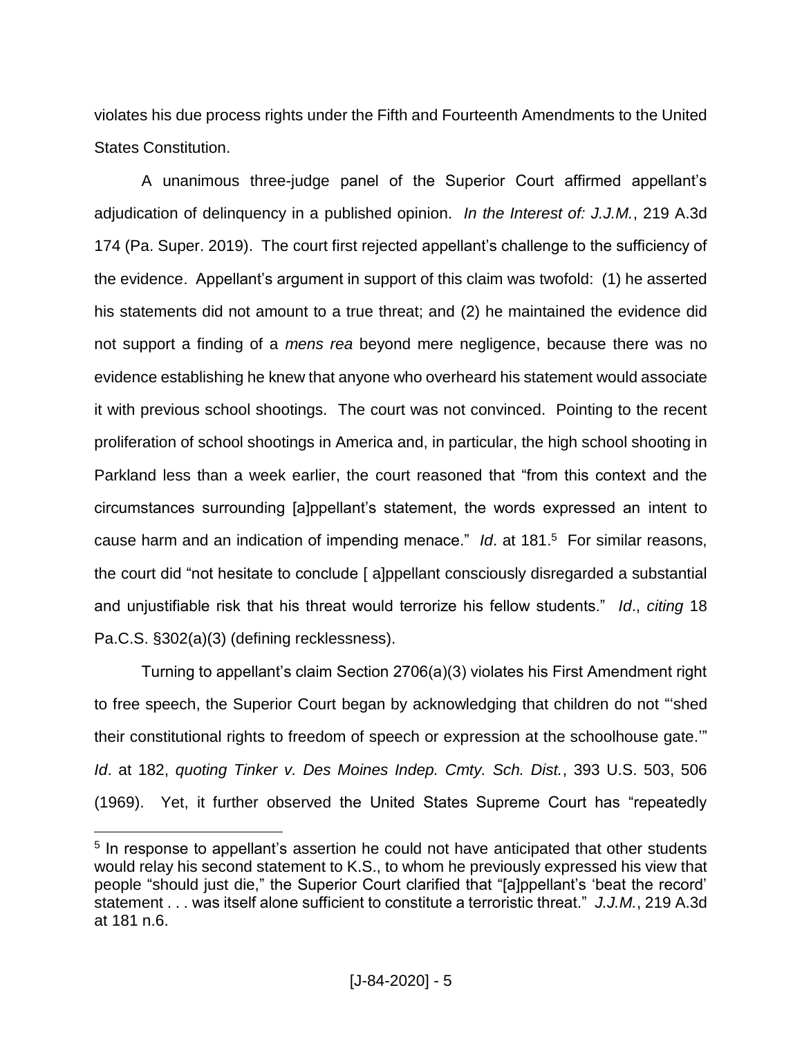violates his due process rights under the Fifth and Fourteenth Amendments to the United States Constitution.

A unanimous three-judge panel of the Superior Court affirmed appellant's adjudication of delinquency in a published opinion. *In the Interest of: J.J.M.*, 219 A.3d 174 (Pa. Super. 2019). The court first rejected appellant's challenge to the sufficiency of the evidence. Appellant's argument in support of this claim was twofold: (1) he asserted his statements did not amount to a true threat; and (2) he maintained the evidence did not support a finding of a *mens rea* beyond mere negligence, because there was no evidence establishing he knew that anyone who overheard his statement would associate it with previous school shootings. The court was not convinced. Pointing to the recent proliferation of school shootings in America and, in particular, the high school shooting in Parkland less than a week earlier, the court reasoned that "from this context and the circumstances surrounding [a]ppellant's statement, the words expressed an intent to cause harm and an indication of impending menace." *Id*. at 181.[5] For similar reasons, the court did "not hesitate to conclude [ a]ppellant consciously disregarded a substantial and unjustifiable risk that his threat would terrorize his fellow students." *Id*., *citing* 18 Pa.C.S. §302(a)(3) (defining recklessness).

Turning to appellant's claim Section 2706(a)(3) violates his First Amendment right to free speech, the Superior Court began by acknowledging that children do not "'shed their constitutional rights to freedom of speech or expression at the schoolhouse gate.'" *Id*. at 182, *quoting Tinker v. Des Moines Indep. Cmty. Sch. Dist.*, 393 U.S. 503, 506 (1969). Yet, it further observed the United States Supreme Court has "repeatedly

[5] In response to appellant's assertion he could not have anticipated that other students would relay his second statement to K.S., to whom he previously expressed his view that people "should just die," the Superior Court clarified that "[a]ppellant's 'beat the record' statement . . . was itself alone sufficient to constitute a terroristic threat." *J.J.M.*, 219 A.3d at 181 n.6.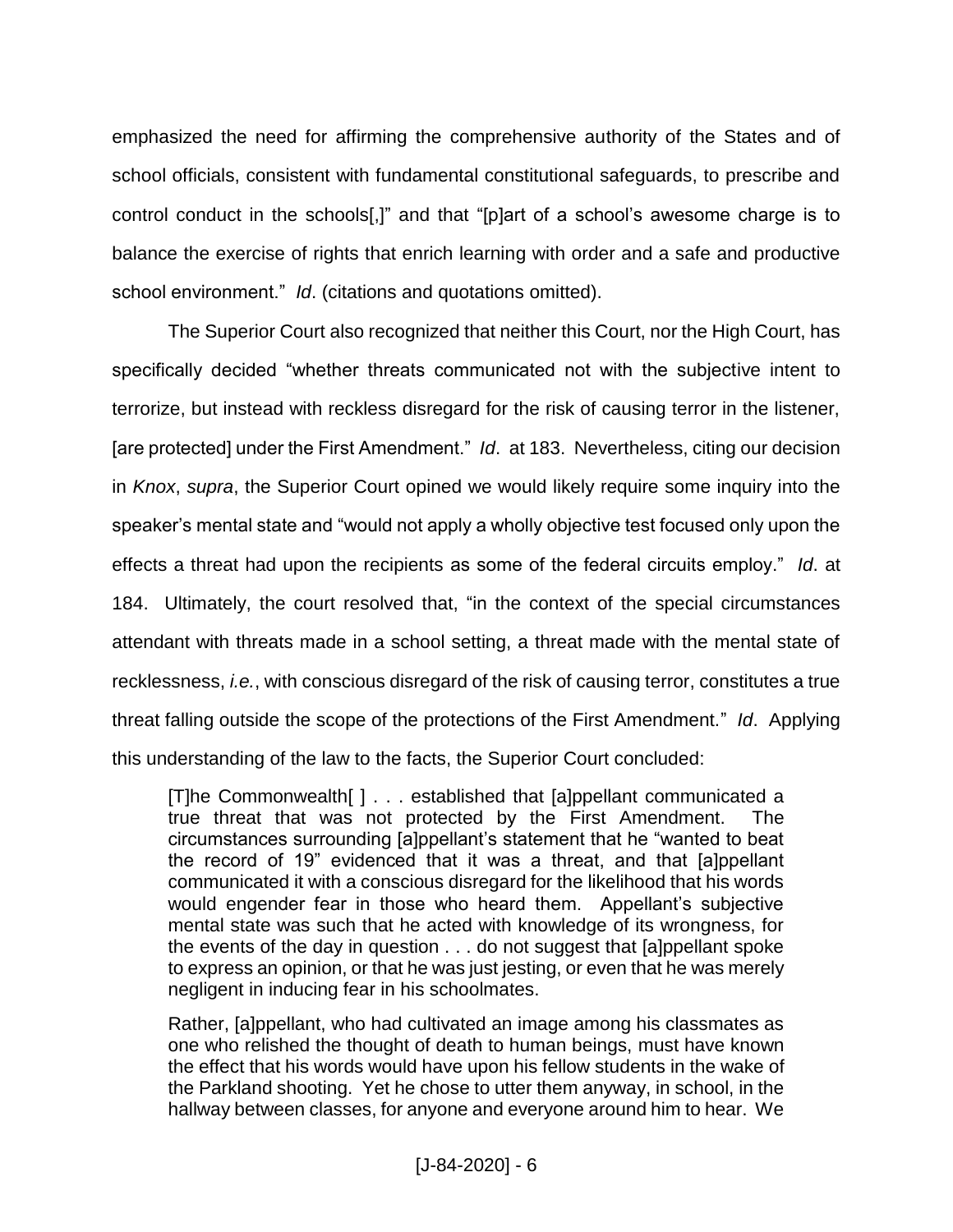emphasized the need for affirming the comprehensive authority of the States and of school officials, consistent with fundamental constitutional safeguards, to prescribe and control conduct in the schools[,]" and that "[p]art of a school's awesome charge is to balance the exercise of rights that enrich learning with order and a safe and productive school environment." *Id*. (citations and quotations omitted).

The Superior Court also recognized that neither this Court, nor the High Court, has specifically decided "whether threats communicated not with the subjective intent to terrorize, but instead with reckless disregard for the risk of causing terror in the listener, [are protected] under the First Amendment." *Id*. at 183. Nevertheless, citing our decision in *Knox*, *supra*, the Superior Court opined we would likely require some inquiry into the speaker's mental state and "would not apply a wholly objective test focused only upon the effects a threat had upon the recipients as some of the federal circuits employ." *Id*. at 184. Ultimately, the court resolved that, "in the context of the special circumstances attendant with threats made in a school setting, a threat made with the mental state of recklessness, *i.e.*, with conscious disregard of the risk of causing terror, constitutes a true threat falling outside the scope of the protections of the First Amendment." *Id*. Applying this understanding of the law to the facts, the Superior Court concluded:

> [T]he Commonwealth[ ] . . . established that [a]ppellant communicated a true threat that was not protected by the First Amendment. The circumstances surrounding [a]ppellant's statement that he "wanted to beat the record of 19" evidenced that it was a threat, and that [a]ppellant communicated it with a conscious disregard for the likelihood that his words would engender fear in those who heard them. Appellant's subjective mental state was such that he acted with knowledge of its wrongness, for the events of the day in question . . . do not suggest that [a]ppellant spoke to express an opinion, or that he was just jesting, or even that he was merely negligent in inducing fear in his schoolmates.
>
> Rather, [a]ppellant, who had cultivated an image among his classmates as one who relished the thought of death to human beings, must have known the effect that his words would have upon his fellow students in the wake of the Parkland shooting. Yet he chose to utter them anyway, in school, in the hallway between classes, for anyone and everyone around him to hear. We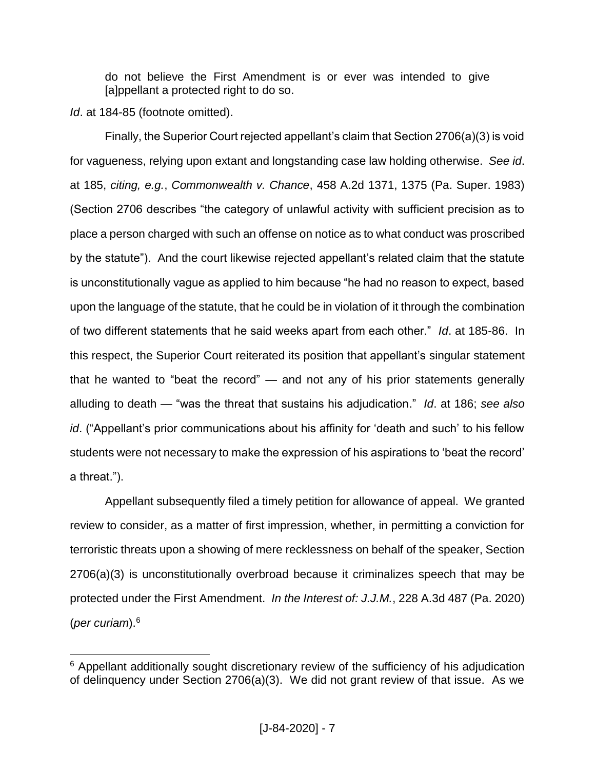> do not believe the First Amendment is or ever was intended to give [a]ppellant a protected right to do so.

*Id*. at 184-85 (footnote omitted).

Finally, the Superior Court rejected appellant's claim that Section 2706(a)(3) is void for vagueness, relying upon extant and longstanding case law holding otherwise. *See id*. at 185, *citing, e.g.*, *Commonwealth v. Chance*, 458 A.2d 1371, 1375 (Pa. Super. 1983) (Section 2706 describes "the category of unlawful activity with sufficient precision as to place a person charged with such an offense on notice as to what conduct was proscribed by the statute"). And the court likewise rejected appellant's related claim that the statute is unconstitutionally vague as applied to him because "he had no reason to expect, based upon the language of the statute, that he could be in violation of it through the combination of two different statements that he said weeks apart from each other." *Id*. at 185-86. In this respect, the Superior Court reiterated its position that appellant's singular statement that he wanted to "beat the record" — and not any of his prior statements generally alluding to death — "was the threat that sustains his adjudication." *Id*. at 186; *see also id*. ("Appellant's prior communications about his affinity for 'death and such' to his fellow students were not necessary to make the expression of his aspirations to 'beat the record' a threat.").

Appellant subsequently filed a timely petition for allowance of appeal. We granted review to consider, as a matter of first impression, whether, in permitting a conviction for terroristic threats upon a showing of mere recklessness on behalf of the speaker, Section 2706(a)(3) is unconstitutionally overbroad because it criminalizes speech that may be protected under the First Amendment. *In the Interest of: J.J.M.*, 228 A.3d 487 (Pa. 2020) (*per curiam*).[6]

---

[6] Appellant additionally sought discretionary review of the sufficiency of his adjudication of delinquency under Section 2706(a)(3). We did not grant review of that issue. As we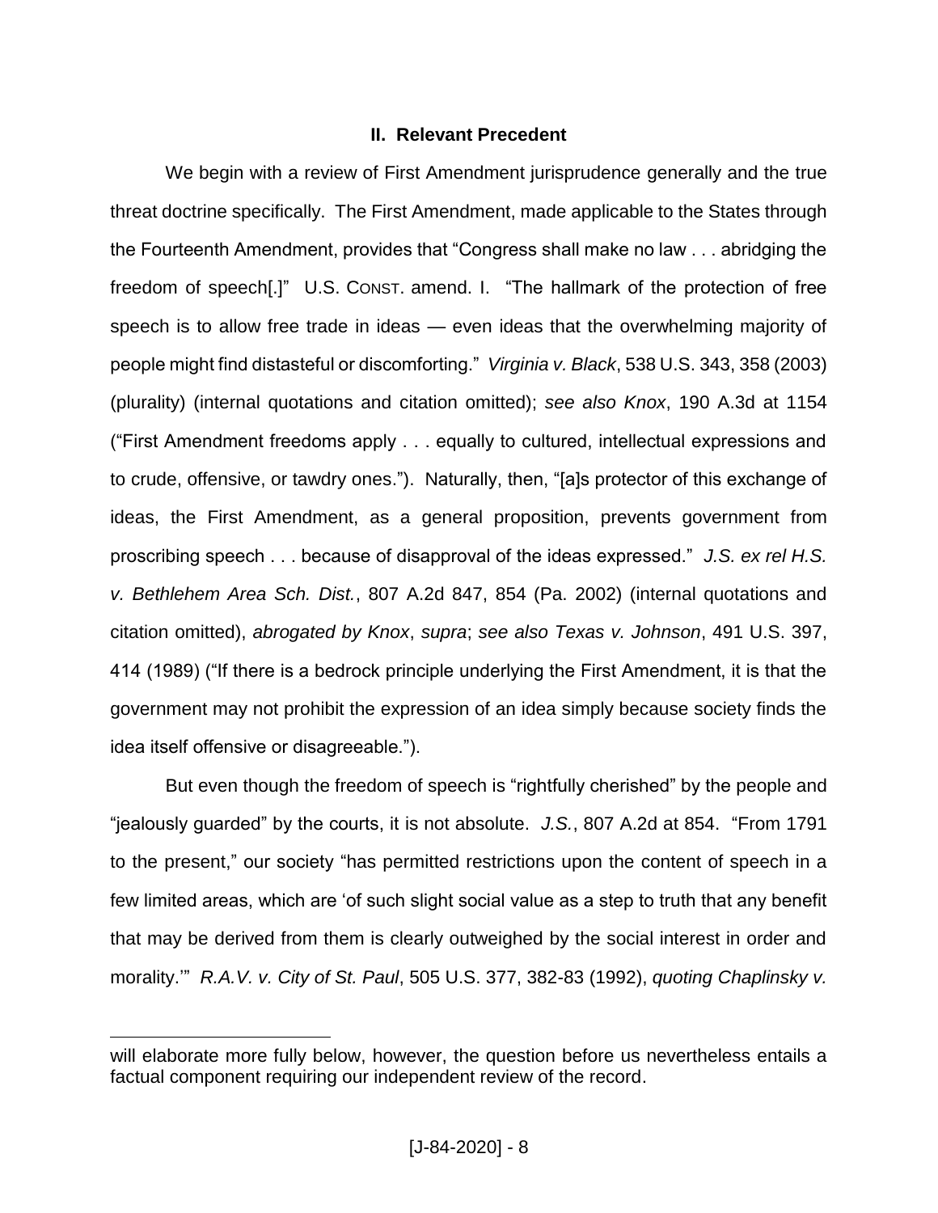## II. Relevant Precedent

We begin with a review of First Amendment jurisprudence generally and the true threat doctrine specifically. The First Amendment, made applicable to the States through the Fourteenth Amendment, provides that "Congress shall make no law . . . abridging the freedom of speech[.]" U.S. CONST. amend. I. "The hallmark of the protection of free speech is to allow free trade in ideas — even ideas that the overwhelming majority of people might find distasteful or discomforting." *Virginia v. Black*, 538 U.S. 343, 358 (2003) (plurality) (internal quotations and citation omitted); *see also Knox*, 190 A.3d at 1154 ("First Amendment freedoms apply . . . equally to cultured, intellectual expressions and to crude, offensive, or tawdry ones."). Naturally, then, "[a]s protector of this exchange of ideas, the First Amendment, as a general proposition, prevents government from proscribing speech . . . because of disapproval of the ideas expressed." *J.S. ex rel H.S. v. Bethlehem Area Sch. Dist.*, 807 A.2d 847, 854 (Pa. 2002) (internal quotations and citation omitted), *abrogated by Knox*, *supra*; *see also Texas v. Johnson*, 491 U.S. 397, 414 (1989) ("If there is a bedrock principle underlying the First Amendment, it is that the government may not prohibit the expression of an idea simply because society finds the idea itself offensive or disagreeable.").

But even though the freedom of speech is "rightfully cherished" by the people and "jealously guarded" by the courts, it is not absolute. *J.S.*, 807 A.2d at 854. "From 1791 to the present," our society "has permitted restrictions upon the content of speech in a few limited areas, which are 'of such slight social value as a step to truth that any benefit that may be derived from them is clearly outweighed by the social interest in order and morality.'" *R.A.V. v. City of St. Paul*, 505 U.S. 377, 382-83 (1992), *quoting Chaplinsky v.*

---

will elaborate more fully below, however, the question before us nevertheless entails a factual component requiring our independent review of the record.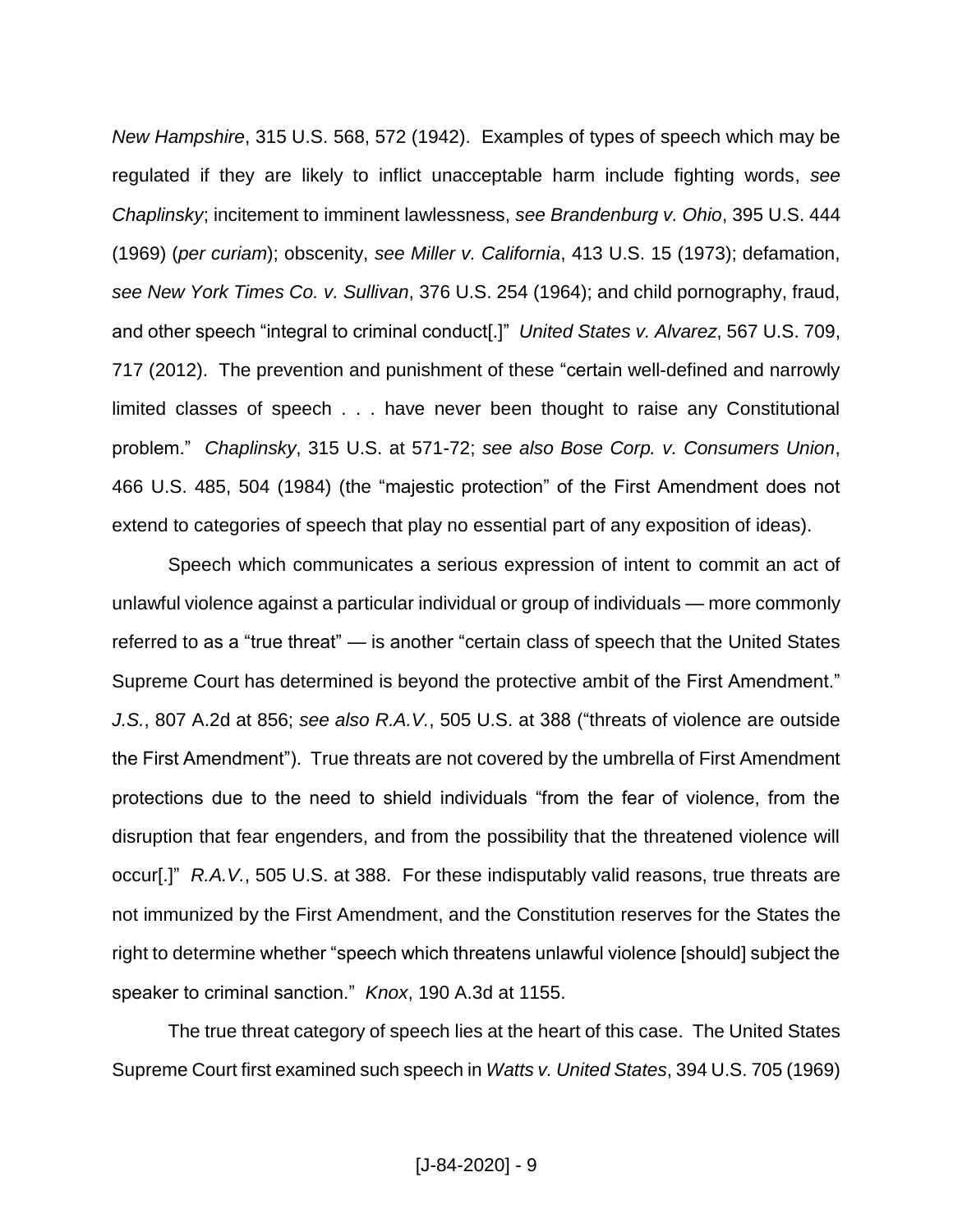*New Hampshire*, 315 U.S. 568, 572 (1942). Examples of types of speech which may be regulated if they are likely to inflict unacceptable harm include fighting words, *see Chaplinsky*; incitement to imminent lawlessness, *see Brandenburg v. Ohio*, 395 U.S. 444 (1969) (*per curiam*); obscenity, *see Miller v. California*, 413 U.S. 15 (1973); defamation, *see New York Times Co. v. Sullivan*, 376 U.S. 254 (1964); and child pornography, fraud, and other speech "integral to criminal conduct[.]" *United States v. Alvarez*, 567 U.S. 709, 717 (2012). The prevention and punishment of these "certain well-defined and narrowly limited classes of speech . . . have never been thought to raise any Constitutional problem." *Chaplinsky*, 315 U.S. at 571-72; *see also Bose Corp. v. Consumers Union*, 466 U.S. 485, 504 (1984) (the "majestic protection" of the First Amendment does not extend to categories of speech that play no essential part of any exposition of ideas).

Speech which communicates a serious expression of intent to commit an act of unlawful violence against a particular individual or group of individuals — more commonly referred to as a "true threat" — is another "certain class of speech that the United States Supreme Court has determined is beyond the protective ambit of the First Amendment." *J.S.*, 807 A.2d at 856; *see also R.A.V.*, 505 U.S. at 388 ("threats of violence are outside the First Amendment"). True threats are not covered by the umbrella of First Amendment protections due to the need to shield individuals "from the fear of violence, from the disruption that fear engenders, and from the possibility that the threatened violence will occur[.]" *R.A.V.*, 505 U.S. at 388. For these indisputably valid reasons, true threats are not immunized by the First Amendment, and the Constitution reserves for the States the right to determine whether "speech which threatens unlawful violence [should] subject the speaker to criminal sanction." *Knox*, 190 A.3d at 1155.

The true threat category of speech lies at the heart of this case. The United States Supreme Court first examined such speech in *Watts v. United States*, 394 U.S. 705 (1969)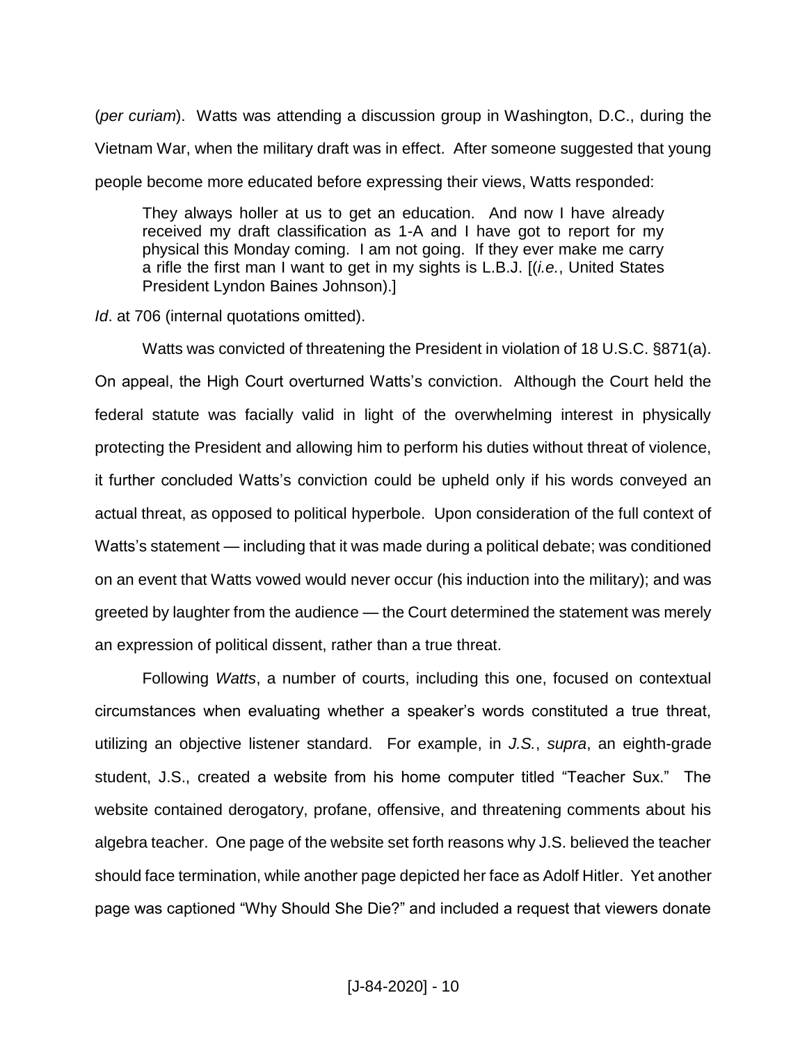(*per curiam*). Watts was attending a discussion group in Washington, D.C., during the Vietnam War, when the military draft was in effect. After someone suggested that young people become more educated before expressing their views, Watts responded:

> They always holler at us to get an education. And now I have already received my draft classification as 1-A and I have got to report for my physical this Monday coming. I am not going. If they ever make me carry a rifle the first man I want to get in my sights is L.B.J. [(*i.e.*, United States President Lyndon Baines Johnson).]

*Id*. at 706 (internal quotations omitted).

Watts was convicted of threatening the President in violation of 18 U.S.C. §871(a). On appeal, the High Court overturned Watts's conviction. Although the Court held the federal statute was facially valid in light of the overwhelming interest in physically protecting the President and allowing him to perform his duties without threat of violence, it further concluded Watts's conviction could be upheld only if his words conveyed an actual threat, as opposed to political hyperbole. Upon consideration of the full context of Watts's statement — including that it was made during a political debate; was conditioned on an event that Watts vowed would never occur (his induction into the military); and was greeted by laughter from the audience — the Court determined the statement was merely an expression of political dissent, rather than a true threat.

Following *Watts*, a number of courts, including this one, focused on contextual circumstances when evaluating whether a speaker's words constituted a true threat, utilizing an objective listener standard. For example, in *J.S.*, *supra*, an eighth-grade student, J.S., created a website from his home computer titled "Teacher Sux." The website contained derogatory, profane, offensive, and threatening comments about his algebra teacher. One page of the website set forth reasons why J.S. believed the teacher should face termination, while another page depicted her face as Adolf Hitler. Yet another page was captioned "Why Should She Die?" and included a request that viewers donate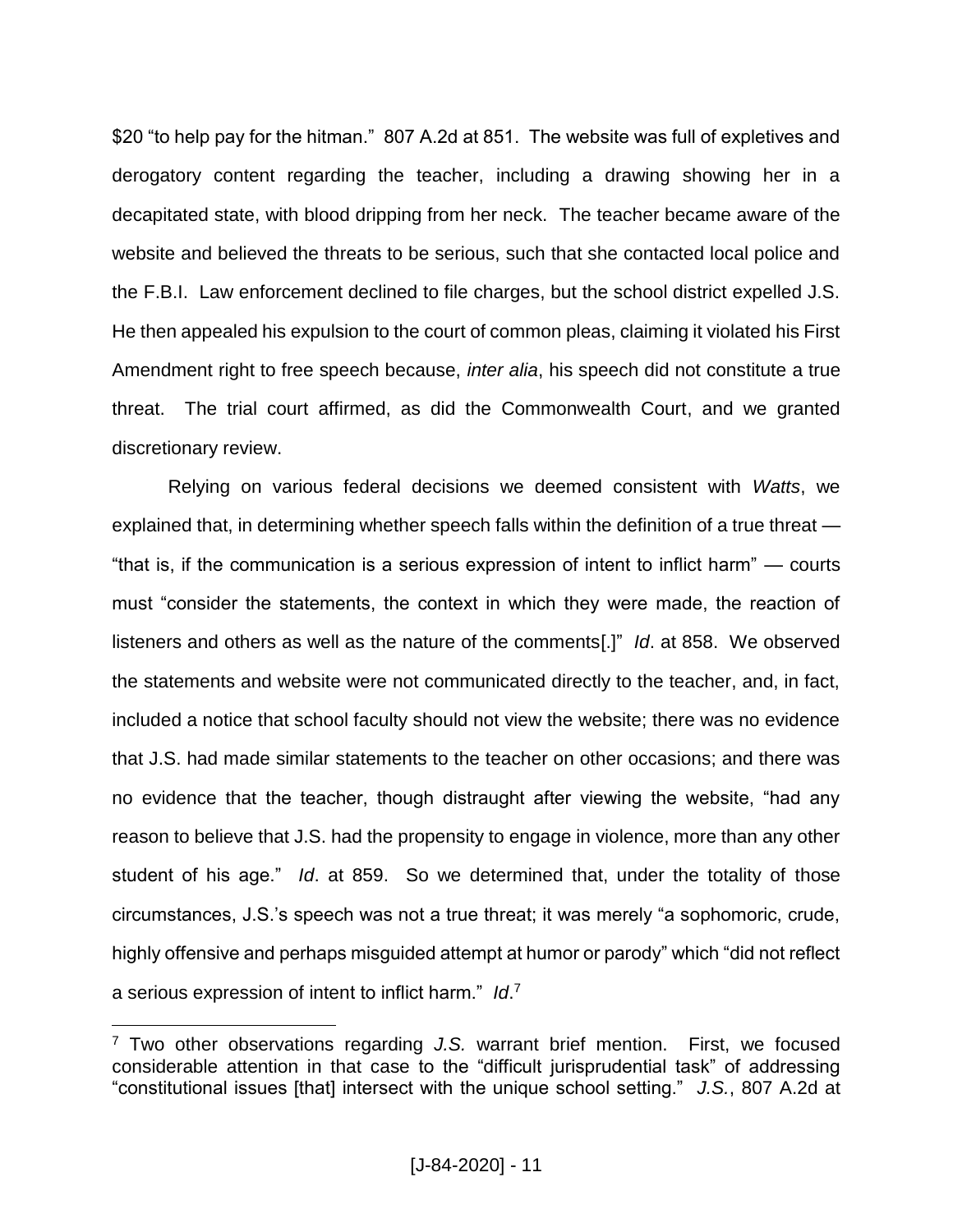$20 "to help pay for the hitman." 807 A.2d at 851. The website was full of expletives and derogatory content regarding the teacher, including a drawing showing her in a decapitated state, with blood dripping from her neck. The teacher became aware of the website and believed the threats to be serious, such that she contacted local police and the F.B.I. Law enforcement declined to file charges, but the school district expelled J.S. He then appealed his expulsion to the court of common pleas, claiming it violated his First Amendment right to free speech because, *inter alia*, his speech did not constitute a true threat. The trial court affirmed, as did the Commonwealth Court, and we granted discretionary review.

Relying on various federal decisions we deemed consistent with *Watts*, we explained that, in determining whether speech falls within the definition of a true threat — "that is, if the communication is a serious expression of intent to inflict harm" — courts must "consider the statements, the context in which they were made, the reaction of listeners and others as well as the nature of the comments[.]" *Id*. at 858. We observed the statements and website were not communicated directly to the teacher, and, in fact, included a notice that school faculty should not view the website; there was no evidence that J.S. had made similar statements to the teacher on other occasions; and there was no evidence that the teacher, though distraught after viewing the website, "had any reason to believe that J.S. had the propensity to engage in violence, more than any other student of his age." *Id*. at 859. So we determined that, under the totality of those circumstances, J.S.'s speech was not a true threat; it was merely "a sophomoric, crude, highly offensive and perhaps misguided attempt at humor or parody" which "did not reflect a serious expression of intent to inflict harm." *Id*.[7]

---

[7] Two other observations regarding *J.S.* warrant brief mention. First, we focused considerable attention in that case to the "difficult jurisprudential task" of addressing "constitutional issues [that] intersect with the unique school setting." *J.S.*, 807 A.2d at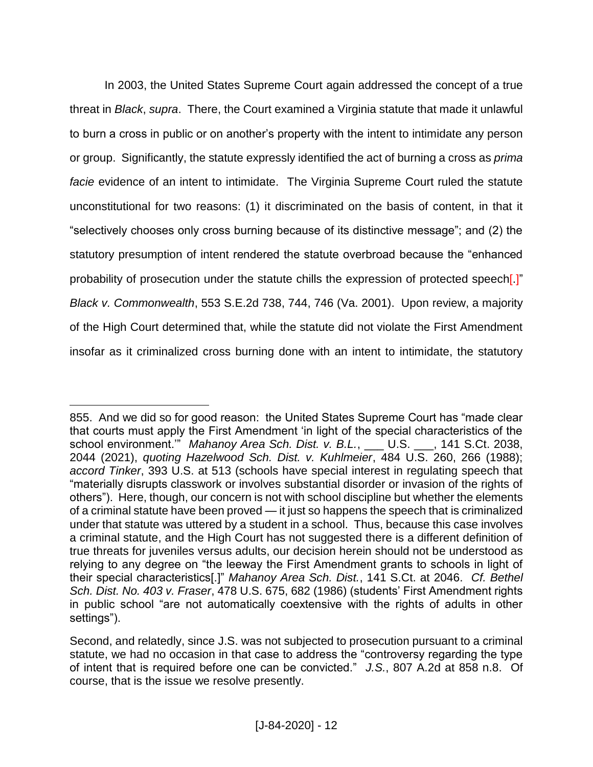In 2003, the United States Supreme Court again addressed the concept of a true threat in *Black*, *supra*. There, the Court examined a Virginia statute that made it unlawful to burn a cross in public or on another's property with the intent to intimidate any person or group. Significantly, the statute expressly identified the act of burning a cross as *prima facie* evidence of an intent to intimidate. The Virginia Supreme Court ruled the statute unconstitutional for two reasons: (1) it discriminated on the basis of content, in that it "selectively chooses only cross burning because of its distinctive message"; and (2) the statutory presumption of intent rendered the statute overbroad because the "enhanced probability of prosecution under the statute chills the expression of protected speech[.]" *Black v. Commonwealth*, 553 S.E.2d 738, 744, 746 (Va. 2001). Upon review, a majority of the High Court determined that, while the statute did not violate the First Amendment insofar as it criminalized cross burning done with an intent to intimidate, the statutory

---

855. And we did so for good reason: the United States Supreme Court has "made clear that courts must apply the First Amendment 'in light of the special characteristics of the school environment.'" *Mahanoy Area Sch. Dist. v. B.L.*, ___ U.S. ___, 141 S.Ct. 2038, 2044 (2021), *quoting Hazelwood Sch. Dist. v. Kuhlmeier*, 484 U.S. 260, 266 (1988); *accord Tinker*, 393 U.S. at 513 (schools have special interest in regulating speech that "materially disrupts classwork or involves substantial disorder or invasion of the rights of others"). Here, though, our concern is not with school discipline but whether the elements of a criminal statute have been proved — it just so happens the speech that is criminalized under that statute was uttered by a student in a school. Thus, because this case involves a criminal statute, and the High Court has not suggested there is a different definition of true threats for juveniles versus adults, our decision herein should not be understood as relying to any degree on "the leeway the First Amendment grants to schools in light of their special characteristics[.]" *Mahanoy Area Sch. Dist.*, 141 S.Ct. at 2046. *Cf. Bethel Sch. Dist. No. 403 v. Fraser*, 478 U.S. 675, 682 (1986) (students' First Amendment rights in public school "are not automatically coextensive with the rights of adults in other settings").

Second, and relatedly, since J.S. was not subjected to prosecution pursuant to a criminal statute, we had no occasion in that case to address the "controversy regarding the type of intent that is required before one can be convicted." *J.S.*, 807 A.2d at 858 n.8. Of course, that is the issue we resolve presently.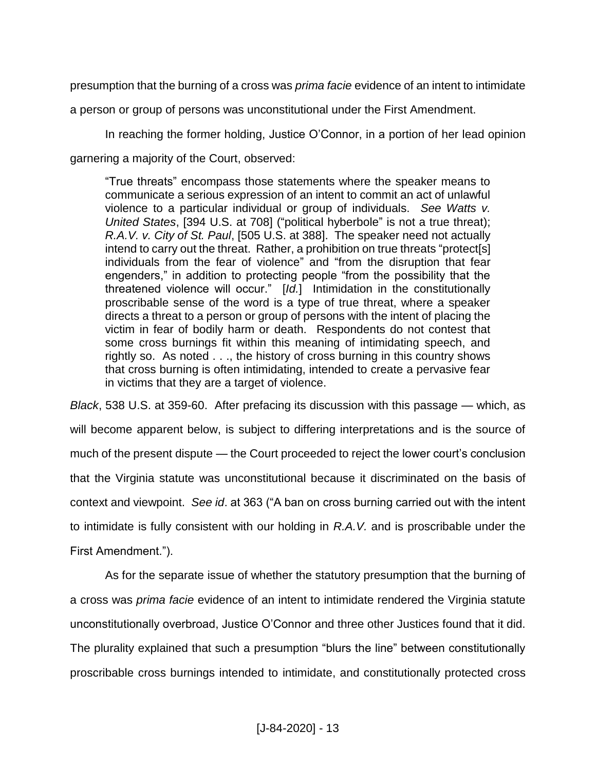presumption that the burning of a cross was *prima facie* evidence of an intent to intimidate a person or group of persons was unconstitutional under the First Amendment.

In reaching the former holding, Justice O'Connor, in a portion of her lead opinion garnering a majority of the Court, observed:

> "True threats" encompass those statements where the speaker means to communicate a serious expression of an intent to commit an act of unlawful violence to a particular individual or group of individuals. *See Watts v. United States*, [394 U.S. at 708] ("political hyberbole" is not a true threat); *R.A.V. v. City of St. Paul*, [505 U.S. at 388]. The speaker need not actually intend to carry out the threat. Rather, a prohibition on true threats "protect[s] individuals from the fear of violence" and "from the disruption that fear engenders," in addition to protecting people "from the possibility that the threatened violence will occur." [*Id.*] Intimidation in the constitutionally proscribable sense of the word is a type of true threat, where a speaker directs a threat to a person or group of persons with the intent of placing the victim in fear of bodily harm or death. Respondents do not contest that some cross burnings fit within this meaning of intimidating speech, and rightly so. As noted . . ., the history of cross burning in this country shows that cross burning is often intimidating, intended to create a pervasive fear in victims that they are a target of violence.

*Black*, 538 U.S. at 359-60. After prefacing its discussion with this passage — which, as will become apparent below, is subject to differing interpretations and is the source of much of the present dispute — the Court proceeded to reject the lower court's conclusion that the Virginia statute was unconstitutional because it discriminated on the basis of context and viewpoint. *See id*. at 363 ("A ban on cross burning carried out with the intent to intimidate is fully consistent with our holding in *R.A.V.* and is proscribable under the First Amendment.").

As for the separate issue of whether the statutory presumption that the burning of a cross was *prima facie* evidence of an intent to intimidate rendered the Virginia statute unconstitutionally overbroad, Justice O'Connor and three other Justices found that it did. The plurality explained that such a presumption "blurs the line" between constitutionally proscribable cross burnings intended to intimidate, and constitutionally protected cross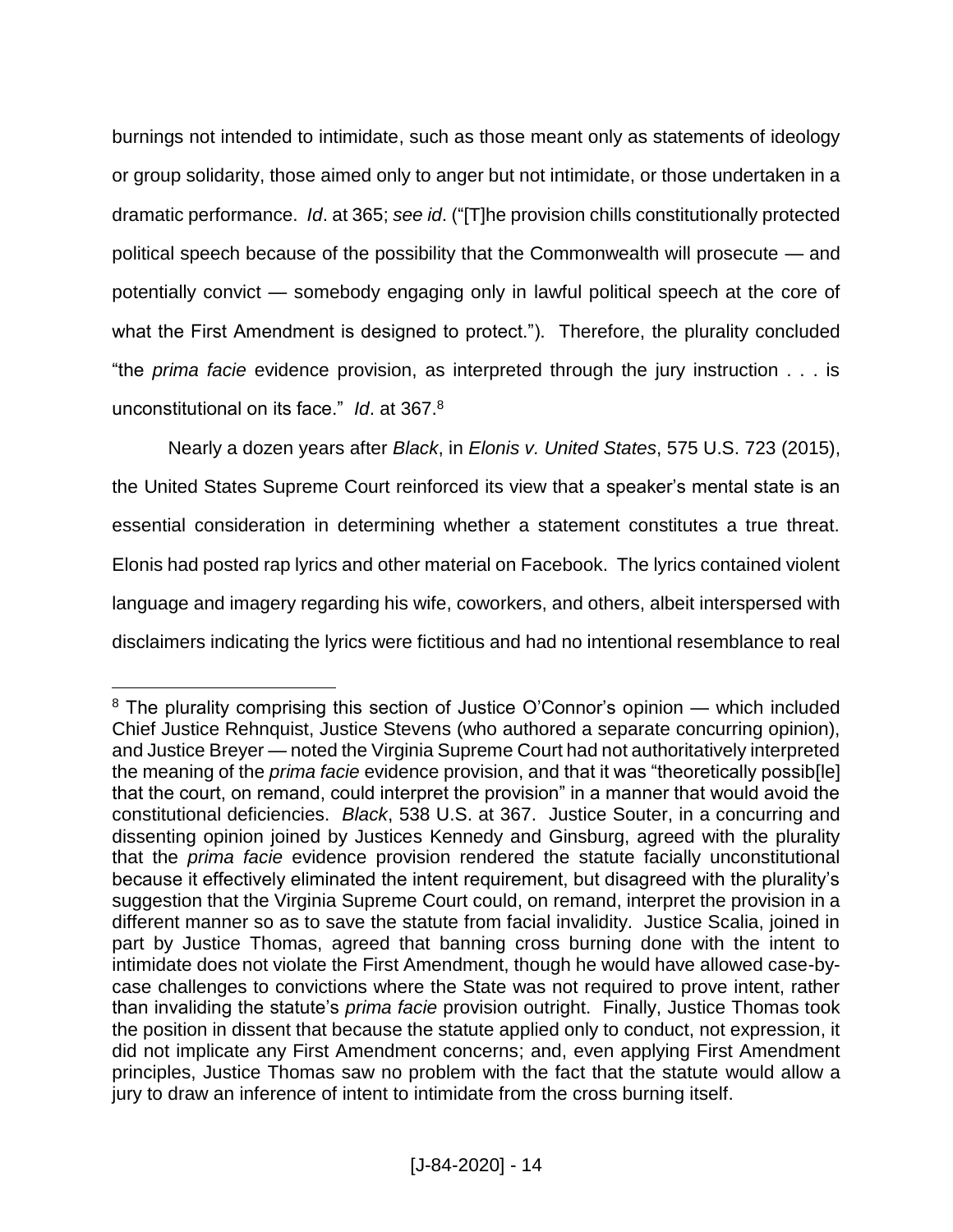burnings not intended to intimidate, such as those meant only as statements of ideology or group solidarity, those aimed only to anger but not intimidate, or those undertaken in a dramatic performance. *Id*. at 365; *see id*. ("[T]he provision chills constitutionally protected political speech because of the possibility that the Commonwealth will prosecute — and potentially convict — somebody engaging only in lawful political speech at the core of what the First Amendment is designed to protect."). Therefore, the plurality concluded "the *prima facie* evidence provision, as interpreted through the jury instruction . . . is unconstitutional on its face." *Id*. at 367.[8]

Nearly a dozen years after *Black*, in *Elonis v. United States*, 575 U.S. 723 (2015), the United States Supreme Court reinforced its view that a speaker's mental state is an essential consideration in determining whether a statement constitutes a true threat. Elonis had posted rap lyrics and other material on Facebook. The lyrics contained violent language and imagery regarding his wife, coworkers, and others, albeit interspersed with disclaimers indicating the lyrics were fictitious and had no intentional resemblance to real

---

[8] The plurality comprising this section of Justice O'Connor's opinion — which included Chief Justice Rehnquist, Justice Stevens (who authored a separate concurring opinion), and Justice Breyer — noted the Virginia Supreme Court had not authoritatively interpreted the meaning of the *prima facie* evidence provision, and that it was "theoretically possib[le] that the court, on remand, could interpret the provision" in a manner that would avoid the constitutional deficiencies. *Black*, 538 U.S. at 367. Justice Souter, in a concurring and dissenting opinion joined by Justices Kennedy and Ginsburg, agreed with the plurality that the *prima facie* evidence provision rendered the statute facially unconstitutional because it effectively eliminated the intent requirement, but disagreed with the plurality's suggestion that the Virginia Supreme Court could, on remand, interpret the provision in a different manner so as to save the statute from facial invalidity. Justice Scalia, joined in part by Justice Thomas, agreed that banning cross burning done with the intent to intimidate does not violate the First Amendment, though he would have allowed case-by-case challenges to convictions where the State was not required to prove intent, rather than invaliding the statute's *prima facie* provision outright. Finally, Justice Thomas took the position in dissent that because the statute applied only to conduct, not expression, it did not implicate any First Amendment concerns; and, even applying First Amendment principles, Justice Thomas saw no problem with the fact that the statute would allow a jury to draw an inference of intent to intimidate from the cross burning itself.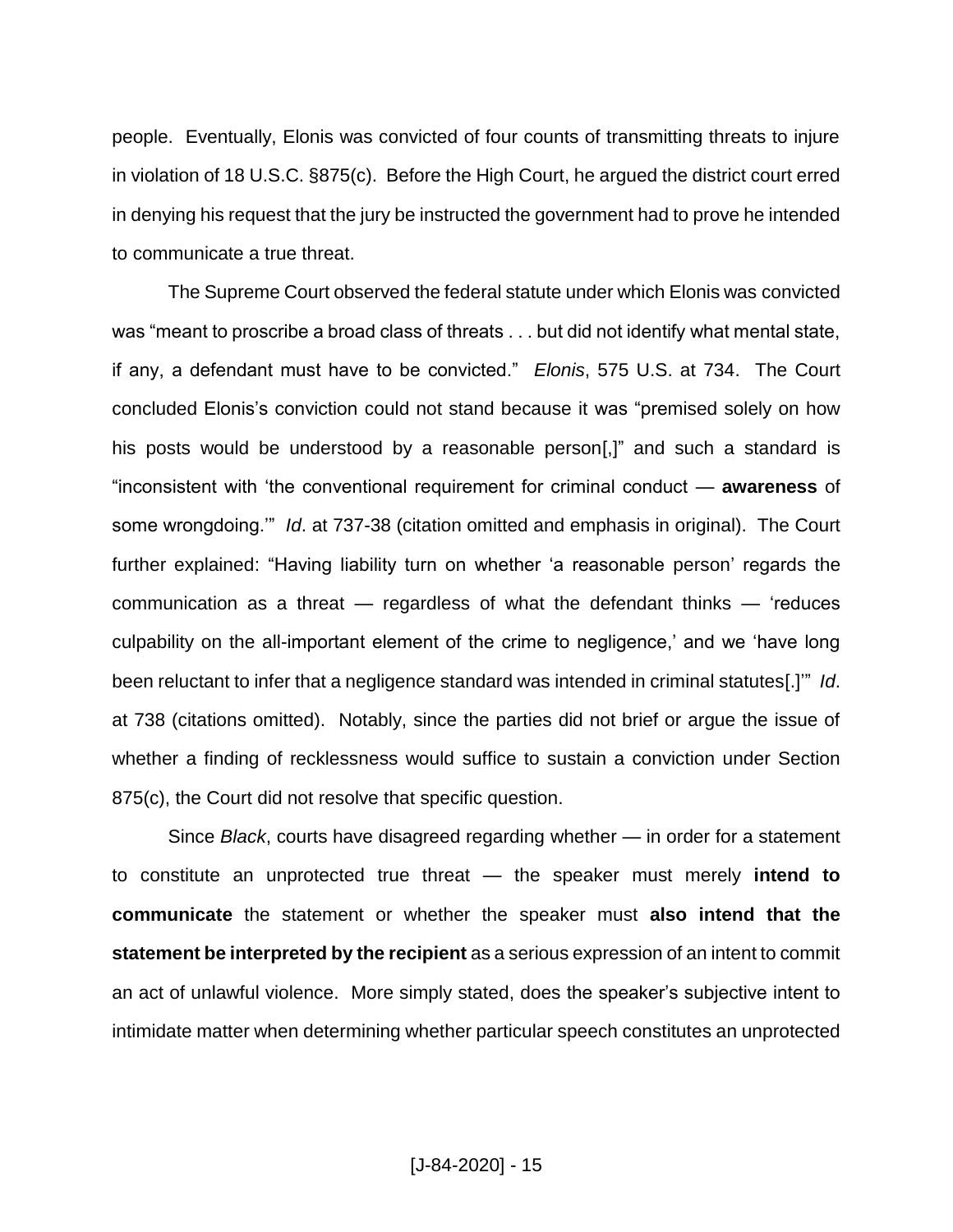people. Eventually, Elonis was convicted of four counts of transmitting threats to injure in violation of 18 U.S.C. §875(c). Before the High Court, he argued the district court erred in denying his request that the jury be instructed the government had to prove he intended to communicate a true threat.

The Supreme Court observed the federal statute under which Elonis was convicted was "meant to proscribe a broad class of threats . . . but did not identify what mental state, if any, a defendant must have to be convicted." *Elonis*, 575 U.S. at 734. The Court concluded Elonis's conviction could not stand because it was "premised solely on how his posts would be understood by a reasonable person[,]" and such a standard is "inconsistent with 'the conventional requirement for criminal conduct — **awareness** of some wrongdoing.'" *Id*. at 737-38 (citation omitted and emphasis in original). The Court further explained: "Having liability turn on whether 'a reasonable person' regards the communication as a threat — regardless of what the defendant thinks — 'reduces culpability on the all-important element of the crime to negligence,' and we 'have long been reluctant to infer that a negligence standard was intended in criminal statutes[.]'" *Id*. at 738 (citations omitted). Notably, since the parties did not brief or argue the issue of whether a finding of recklessness would suffice to sustain a conviction under Section 875(c), the Court did not resolve that specific question.

Since *Black*, courts have disagreed regarding whether — in order for a statement to constitute an unprotected true threat — the speaker must merely **intend to communicate** the statement or whether the speaker must **also intend that the statement be interpreted by the recipient** as a serious expression of an intent to commit an act of unlawful violence. More simply stated, does the speaker's subjective intent to intimidate matter when determining whether particular speech constitutes an unprotected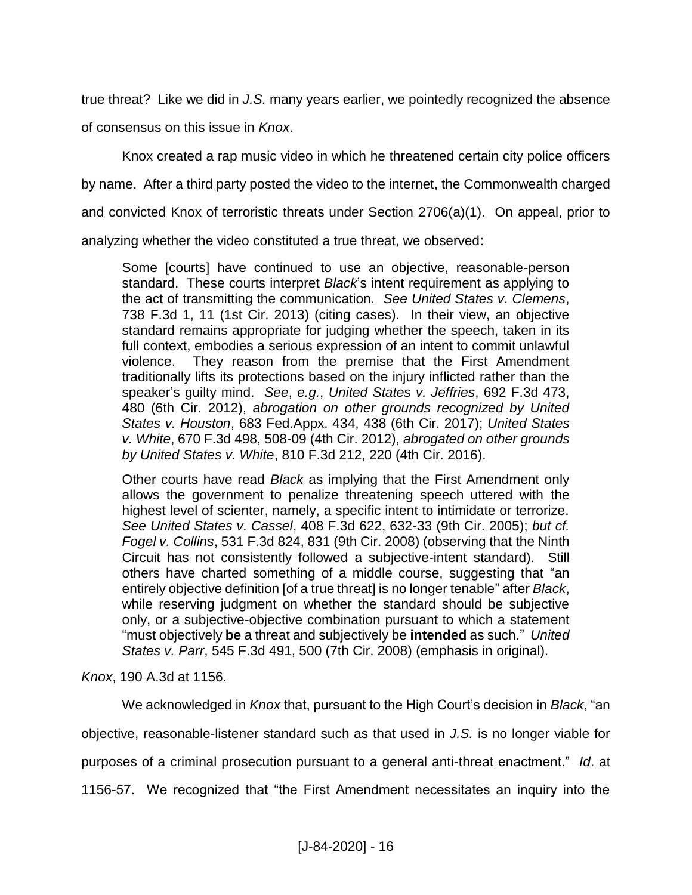true threat? Like we did in *J.S.* many years earlier, we pointedly recognized the absence of consensus on this issue in *Knox*.

Knox created a rap music video in which he threatened certain city police officers by name. After a third party posted the video to the internet, the Commonwealth charged and convicted Knox of terroristic threats under Section 2706(a)(1). On appeal, prior to analyzing whether the video constituted a true threat, we observed:

> Some [courts] have continued to use an objective, reasonable-person standard. These courts interpret *Black*'s intent requirement as applying to the act of transmitting the communication. *See United States v. Clemens*, 738 F.3d 1, 11 (1st Cir. 2013) (citing cases). In their view, an objective standard remains appropriate for judging whether the speech, taken in its full context, embodies a serious expression of an intent to commit unlawful violence. They reason from the premise that the First Amendment traditionally lifts its protections based on the injury inflicted rather than the speaker's guilty mind. *See*, *e.g.*, *United States v. Jeffries*, 692 F.3d 473, 480 (6th Cir. 2012), *abrogation on other grounds recognized by United States v. Houston*, 683 Fed.Appx. 434, 438 (6th Cir. 2017); *United States v. White*, 670 F.3d 498, 508-09 (4th Cir. 2012), *abrogated on other grounds by United States v. White*, 810 F.3d 212, 220 (4th Cir. 2016).
>
> Other courts have read *Black* as implying that the First Amendment only allows the government to penalize threatening speech uttered with the highest level of scienter, namely, a specific intent to intimidate or terrorize. *See United States v. Cassel*, 408 F.3d 622, 632-33 (9th Cir. 2005); *but cf. Fogel v. Collins*, 531 F.3d 824, 831 (9th Cir. 2008) (observing that the Ninth Circuit has not consistently followed a subjective-intent standard). Still others have charted something of a middle course, suggesting that "an entirely objective definition [of a true threat] is no longer tenable" after *Black*, while reserving judgment on whether the standard should be subjective only, or a subjective-objective combination pursuant to which a statement "must objectively **be** a threat and subjectively be **intended** as such." *United States v. Parr*, 545 F.3d 491, 500 (7th Cir. 2008) (emphasis in original).

*Knox*, 190 A.3d at 1156.

We acknowledged in *Knox* that, pursuant to the High Court's decision in *Black*, "an objective, reasonable-listener standard such as that used in *J.S.* is no longer viable for purposes of a criminal prosecution pursuant to a general anti-threat enactment." *Id*. at 1156-57. We recognized that "the First Amendment necessitates an inquiry into the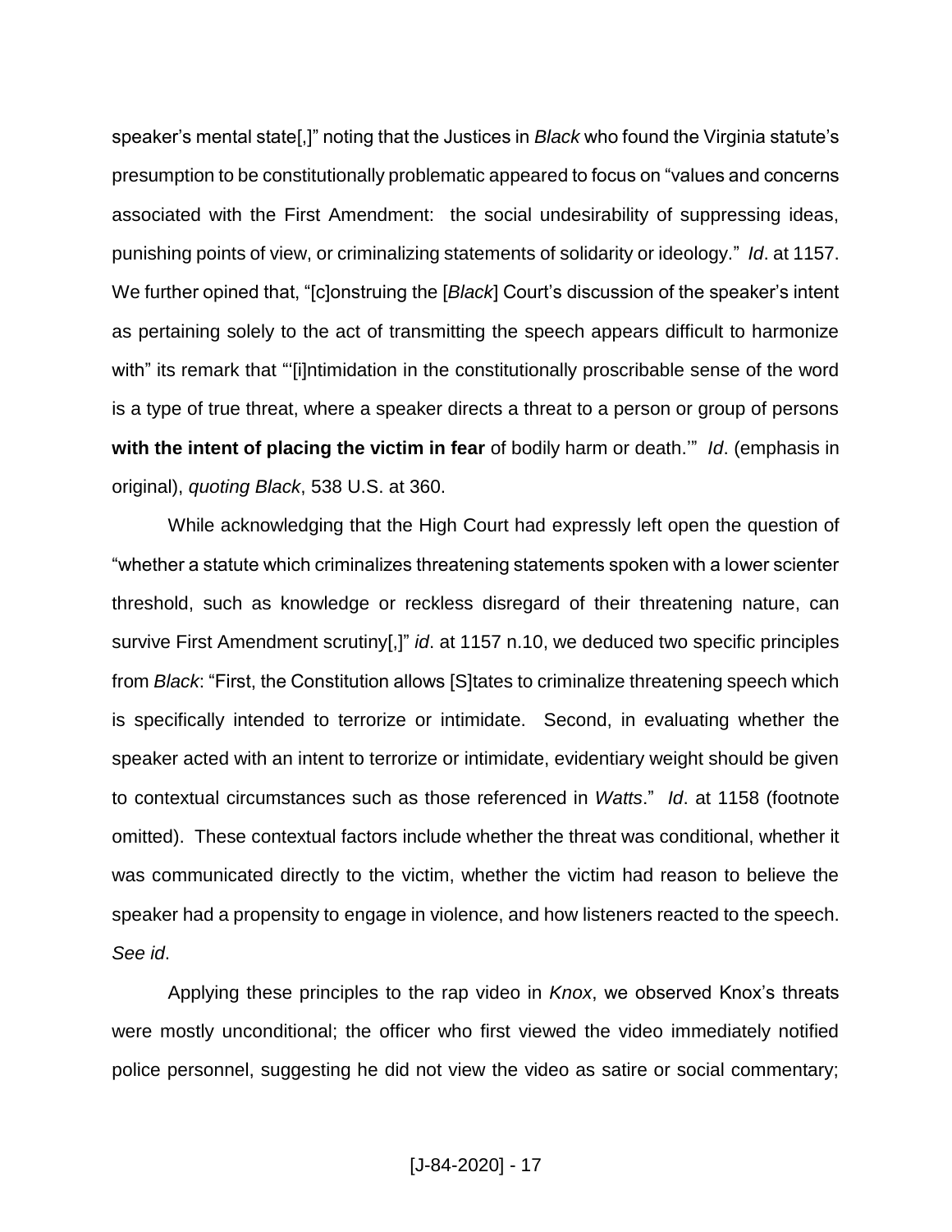speaker's mental state[,]" noting that the Justices in *Black* who found the Virginia statute's presumption to be constitutionally problematic appeared to focus on "values and concerns associated with the First Amendment: the social undesirability of suppressing ideas, punishing points of view, or criminalizing statements of solidarity or ideology." *Id*. at 1157. We further opined that, "[c]onstruing the [*Black*] Court's discussion of the speaker's intent as pertaining solely to the act of transmitting the speech appears difficult to harmonize with" its remark that "'[i]ntimidation in the constitutionally proscribable sense of the word is a type of true threat, where a speaker directs a threat to a person or group of persons **with the intent of placing the victim in fear** of bodily harm or death.'" *Id*. (emphasis in original), *quoting Black*, 538 U.S. at 360.

While acknowledging that the High Court had expressly left open the question of "whether a statute which criminalizes threatening statements spoken with a lower scienter threshold, such as knowledge or reckless disregard of their threatening nature, can survive First Amendment scrutiny[,]" *id*. at 1157 n.10, we deduced two specific principles from *Black*: "First, the Constitution allows [S]tates to criminalize threatening speech which is specifically intended to terrorize or intimidate. Second, in evaluating whether the speaker acted with an intent to terrorize or intimidate, evidentiary weight should be given to contextual circumstances such as those referenced in *Watts*." *Id*. at 1158 (footnote omitted). These contextual factors include whether the threat was conditional, whether it was communicated directly to the victim, whether the victim had reason to believe the speaker had a propensity to engage in violence, and how listeners reacted to the speech. *See id*.

Applying these principles to the rap video in *Knox*, we observed Knox's threats were mostly unconditional; the officer who first viewed the video immediately notified police personnel, suggesting he did not view the video as satire or social commentary;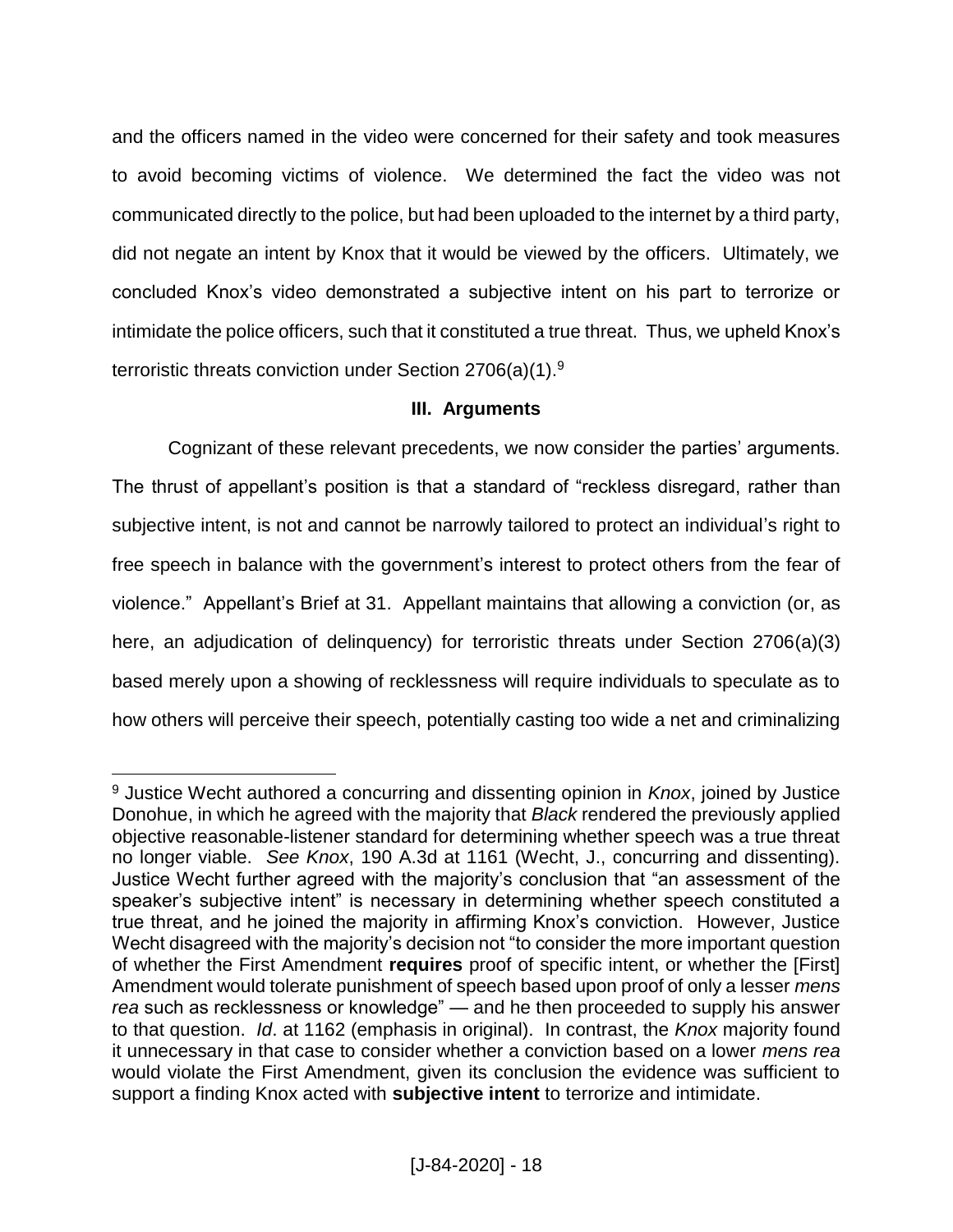and the officers named in the video were concerned for their safety and took measures to avoid becoming victims of violence. We determined the fact the video was not communicated directly to the police, but had been uploaded to the internet by a third party, did not negate an intent by Knox that it would be viewed by the officers. Ultimately, we concluded Knox's video demonstrated a subjective intent on his part to terrorize or intimidate the police officers, such that it constituted a true threat. Thus, we upheld Knox's terroristic threats conviction under Section 2706(a)(1).[9]

### III. Arguments

Cognizant of these relevant precedents, we now consider the parties' arguments. The thrust of appellant's position is that a standard of "reckless disregard, rather than subjective intent, is not and cannot be narrowly tailored to protect an individual's right to free speech in balance with the government's interest to protect others from the fear of violence." Appellant's Brief at 31. Appellant maintains that allowing a conviction (or, as here, an adjudication of delinquency) for terroristic threats under Section 2706(a)(3) based merely upon a showing of recklessness will require individuals to speculate as to how others will perceive their speech, potentially casting too wide a net and criminalizing

---

[9] Justice Wecht authored a concurring and dissenting opinion in *Knox*, joined by Justice Donohue, in which he agreed with the majority that *Black* rendered the previously applied objective reasonable-listener standard for determining whether speech was a true threat no longer viable. *See Knox*, 190 A.3d at 1161 (Wecht, J., concurring and dissenting). Justice Wecht further agreed with the majority's conclusion that "an assessment of the speaker's subjective intent" is necessary in determining whether speech constituted a true threat, and he joined the majority in affirming Knox's conviction. However, Justice Wecht disagreed with the majority's decision not "to consider the more important question of whether the First Amendment **requires** proof of specific intent, or whether the [First] Amendment would tolerate punishment of speech based upon proof of only a lesser *mens rea* such as recklessness or knowledge" — and he then proceeded to supply his answer to that question. *Id*. at 1162 (emphasis in original). In contrast, the *Knox* majority found it unnecessary in that case to consider whether a conviction based on a lower *mens rea* would violate the First Amendment, given its conclusion the evidence was sufficient to support a finding Knox acted with **subjective intent** to terrorize and intimidate.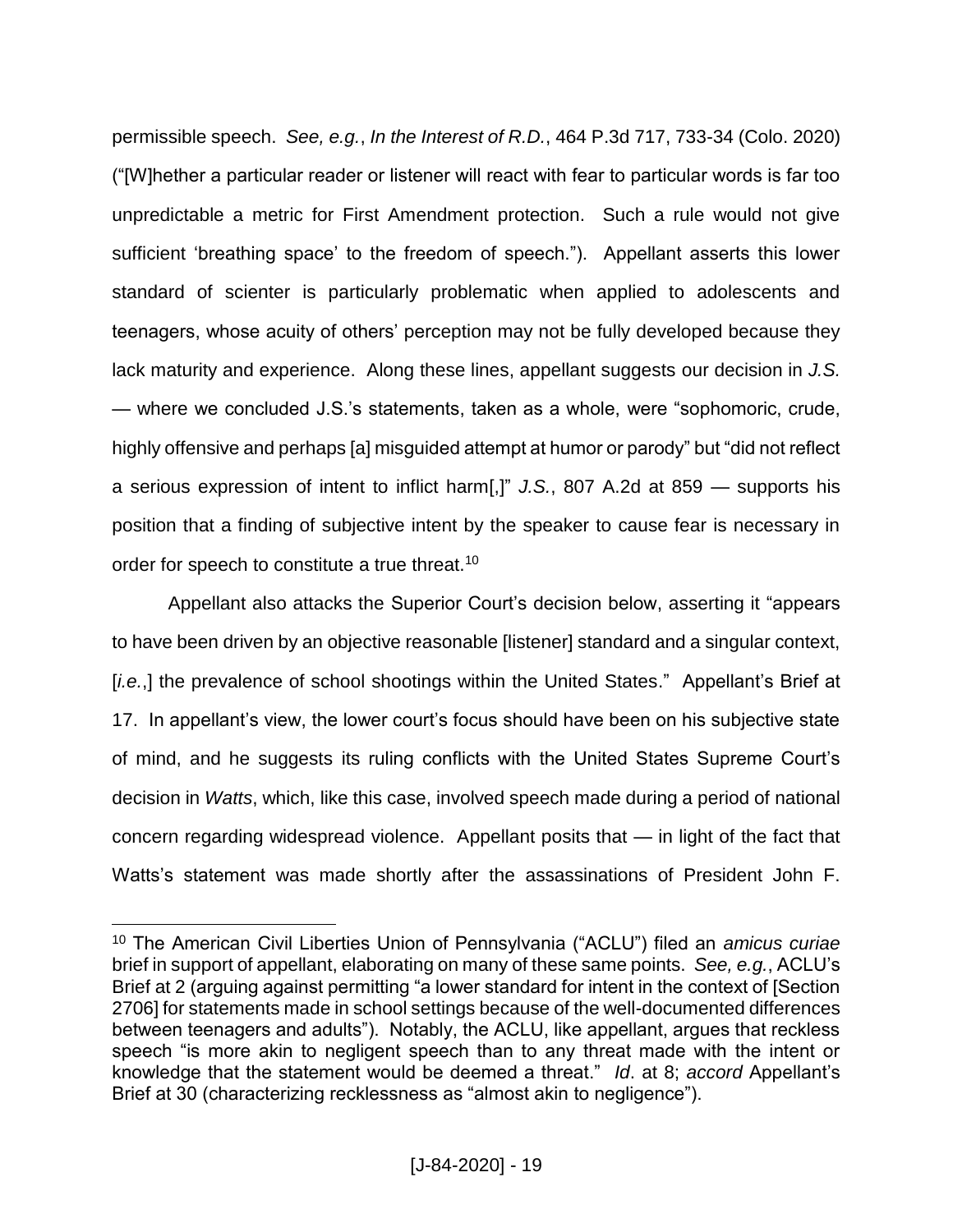permissible speech. *See, e.g.*, *In the Interest of R.D.*, 464 P.3d 717, 733-34 (Colo. 2020) ("[W]hether a particular reader or listener will react with fear to particular words is far too unpredictable a metric for First Amendment protection. Such a rule would not give sufficient 'breathing space' to the freedom of speech."). Appellant asserts this lower standard of scienter is particularly problematic when applied to adolescents and teenagers, whose acuity of others' perception may not be fully developed because they lack maturity and experience. Along these lines, appellant suggests our decision in *J.S.* — where we concluded J.S.'s statements, taken as a whole, were "sophomoric, crude, highly offensive and perhaps [a] misguided attempt at humor or parody" but "did not reflect a serious expression of intent to inflict harm[,]" *J.S.*, 807 A.2d at 859 — supports his position that a finding of subjective intent by the speaker to cause fear is necessary in order for speech to constitute a true threat.[10]

Appellant also attacks the Superior Court's decision below, asserting it "appears to have been driven by an objective reasonable [listener] standard and a singular context, [*i.e.*,] the prevalence of school shootings within the United States." Appellant's Brief at 17. In appellant's view, the lower court's focus should have been on his subjective state of mind, and he suggests its ruling conflicts with the United States Supreme Court's decision in *Watts*, which, like this case, involved speech made during a period of national concern regarding widespread violence. Appellant posits that — in light of the fact that Watts's statement was made shortly after the assassinations of President John F.

---

[10] The American Civil Liberties Union of Pennsylvania ("ACLU") filed an *amicus curiae* brief in support of appellant, elaborating on many of these same points. *See, e.g.*, ACLU's Brief at 2 (arguing against permitting "a lower standard for intent in the context of [Section 2706] for statements made in school settings because of the well-documented differences between teenagers and adults"). Notably, the ACLU, like appellant, argues that reckless speech "is more akin to negligent speech than to any threat made with the intent or knowledge that the statement would be deemed a threat." *Id*. at 8; *accord* Appellant's Brief at 30 (characterizing recklessness as "almost akin to negligence").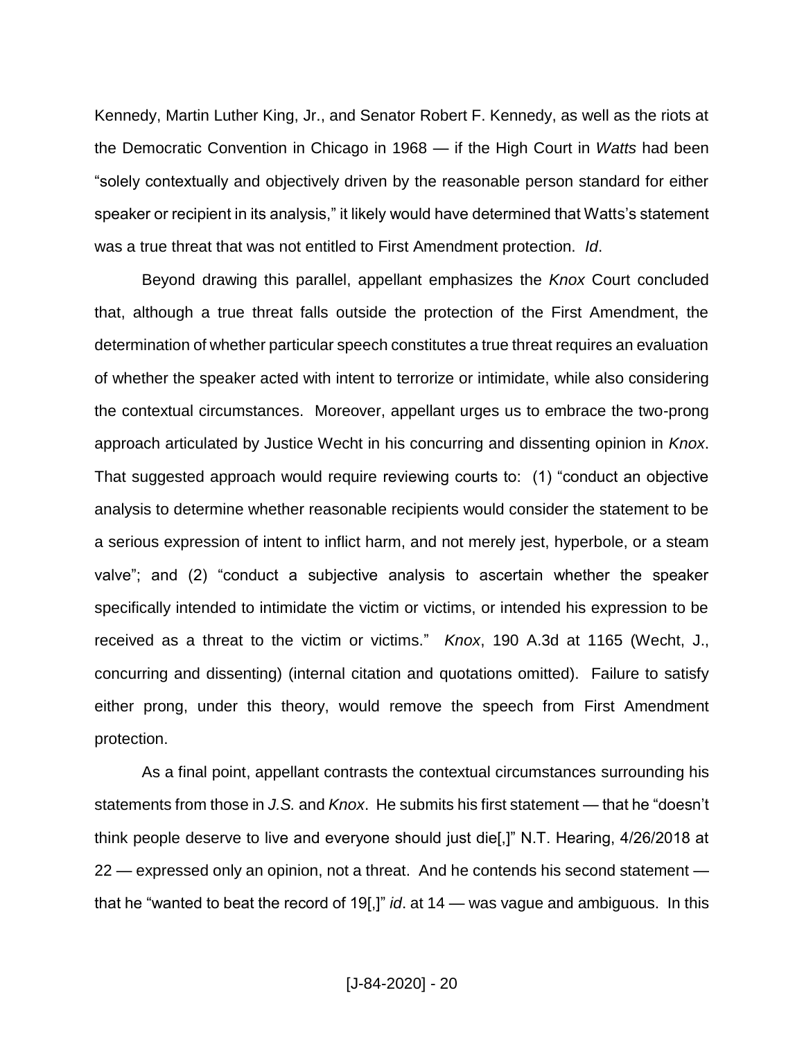Kennedy, Martin Luther King, Jr., and Senator Robert F. Kennedy, as well as the riots at the Democratic Convention in Chicago in 1968 — if the High Court in *Watts* had been "solely contextually and objectively driven by the reasonable person standard for either speaker or recipient in its analysis," it likely would have determined that Watts's statement was a true threat that was not entitled to First Amendment protection. *Id*.

Beyond drawing this parallel, appellant emphasizes the *Knox* Court concluded that, although a true threat falls outside the protection of the First Amendment, the determination of whether particular speech constitutes a true threat requires an evaluation of whether the speaker acted with intent to terrorize or intimidate, while also considering the contextual circumstances. Moreover, appellant urges us to embrace the two-prong approach articulated by Justice Wecht in his concurring and dissenting opinion in *Knox*. That suggested approach would require reviewing courts to: (1) "conduct an objective analysis to determine whether reasonable recipients would consider the statement to be a serious expression of intent to inflict harm, and not merely jest, hyperbole, or a steam valve"; and (2) "conduct a subjective analysis to ascertain whether the speaker specifically intended to intimidate the victim or victims, or intended his expression to be received as a threat to the victim or victims." *Knox*, 190 A.3d at 1165 (Wecht, J., concurring and dissenting) (internal citation and quotations omitted). Failure to satisfy either prong, under this theory, would remove the speech from First Amendment protection.

As a final point, appellant contrasts the contextual circumstances surrounding his statements from those in *J.S.* and *Knox*. He submits his first statement — that he "doesn't think people deserve to live and everyone should just die[,]" N.T. Hearing, 4/26/2018 at 22 — expressed only an opinion, not a threat. And he contends his second statement — that he "wanted to beat the record of 19[,]" *id*. at 14 — was vague and ambiguous. In this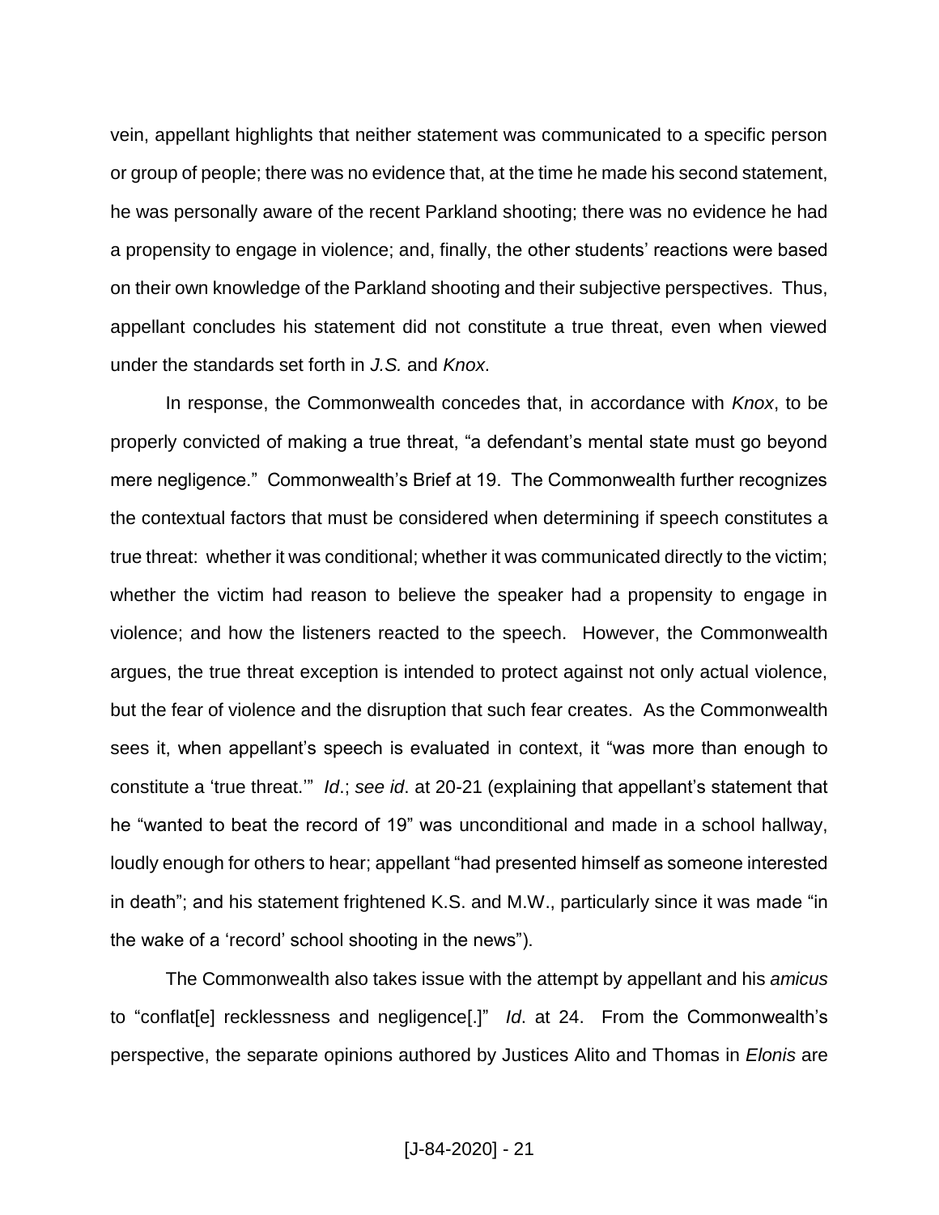vein, appellant highlights that neither statement was communicated to a specific person or group of people; there was no evidence that, at the time he made his second statement, he was personally aware of the recent Parkland shooting; there was no evidence he had a propensity to engage in violence; and, finally, the other students' reactions were based on their own knowledge of the Parkland shooting and their subjective perspectives. Thus, appellant concludes his statement did not constitute a true threat, even when viewed under the standards set forth in *J.S.* and *Knox*.

In response, the Commonwealth concedes that, in accordance with *Knox*, to be properly convicted of making a true threat, "a defendant's mental state must go beyond mere negligence." Commonwealth's Brief at 19. The Commonwealth further recognizes the contextual factors that must be considered when determining if speech constitutes a true threat: whether it was conditional; whether it was communicated directly to the victim; whether the victim had reason to believe the speaker had a propensity to engage in violence; and how the listeners reacted to the speech. However, the Commonwealth argues, the true threat exception is intended to protect against not only actual violence, but the fear of violence and the disruption that such fear creates. As the Commonwealth sees it, when appellant's speech is evaluated in context, it "was more than enough to constitute a 'true threat.'" *Id*.; *see id*. at 20-21 (explaining that appellant's statement that he "wanted to beat the record of 19" was unconditional and made in a school hallway, loudly enough for others to hear; appellant "had presented himself as someone interested in death"; and his statement frightened K.S. and M.W., particularly since it was made "in the wake of a 'record' school shooting in the news").

The Commonwealth also takes issue with the attempt by appellant and his *amicus* to "conflat[e] recklessness and negligence[.]" *Id*. at 24. From the Commonwealth's perspective, the separate opinions authored by Justices Alito and Thomas in *Elonis* are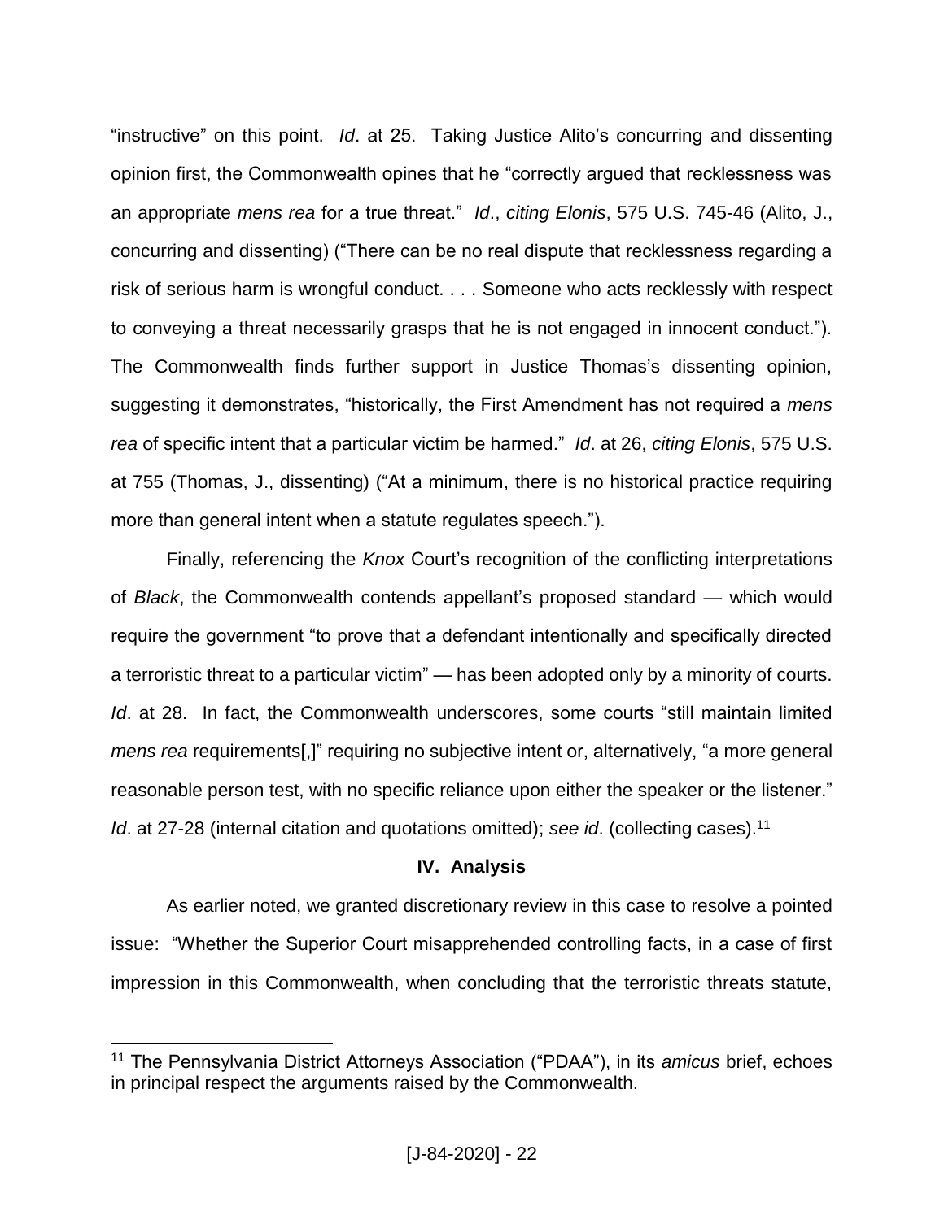"instructive" on this point. *Id*. at 25. Taking Justice Alito's concurring and dissenting opinion first, the Commonwealth opines that he "correctly argued that recklessness was an appropriate *mens rea* for a true threat." *Id*., *citing Elonis*, 575 U.S. 745-46 (Alito, J., concurring and dissenting) ("There can be no real dispute that recklessness regarding a risk of serious harm is wrongful conduct. . . . Someone who acts recklessly with respect to conveying a threat necessarily grasps that he is not engaged in innocent conduct."). The Commonwealth finds further support in Justice Thomas's dissenting opinion, suggesting it demonstrates, "historically, the First Amendment has not required a *mens rea* of specific intent that a particular victim be harmed." *Id*. at 26, *citing Elonis*, 575 U.S. at 755 (Thomas, J., dissenting) ("At a minimum, there is no historical practice requiring more than general intent when a statute regulates speech.").

Finally, referencing the *Knox* Court's recognition of the conflicting interpretations of *Black*, the Commonwealth contends appellant's proposed standard — which would require the government "to prove that a defendant intentionally and specifically directed a terroristic threat to a particular victim" — has been adopted only by a minority of courts. *Id*. at 28. In fact, the Commonwealth underscores, some courts "still maintain limited *mens rea* requirements[,]" requiring no subjective intent or, alternatively, "a more general reasonable person test, with no specific reliance upon either the speaker or the listener." *Id*. at 27-28 (internal citation and quotations omitted); *see id*. (collecting cases).[11]

## IV. Analysis

As earlier noted, we granted discretionary review in this case to resolve a pointed issue: "Whether the Superior Court misapprehended controlling facts, in a case of first impression in this Commonwealth, when concluding that the terroristic threats statute,

---

[11] The Pennsylvania District Attorneys Association ("PDAA"), in its *amicus* brief, echoes in principal respect the arguments raised by the Commonwealth.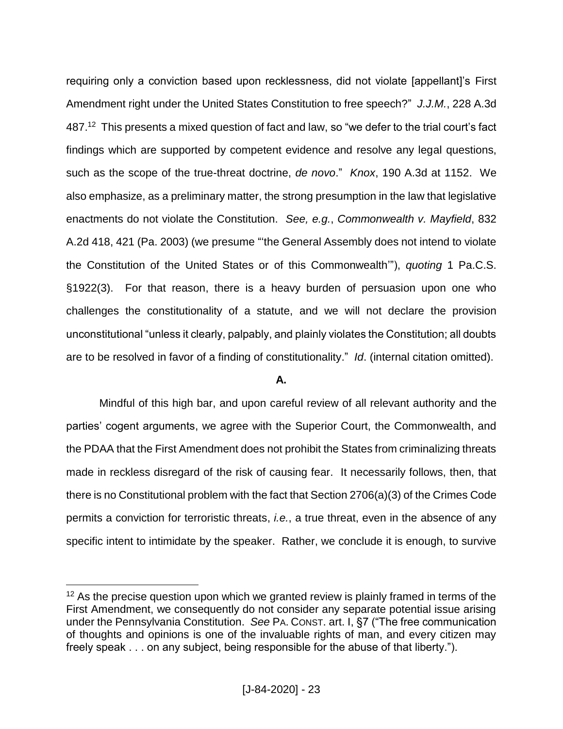requiring only a conviction based upon recklessness, did not violate [appellant]'s First Amendment right under the United States Constitution to free speech?" *J.J.M.*, 228 A.3d 487.[12] This presents a mixed question of fact and law, so "we defer to the trial court's fact findings which are supported by competent evidence and resolve any legal questions, such as the scope of the true-threat doctrine, *de novo*." *Knox*, 190 A.3d at 1152. We also emphasize, as a preliminary matter, the strong presumption in the law that legislative enactments do not violate the Constitution. *See, e.g.*, *Commonwealth v. Mayfield*, 832 A.2d 418, 421 (Pa. 2003) (we presume "'the General Assembly does not intend to violate the Constitution of the United States or of this Commonwealth'"), *quoting* 1 Pa.C.S. §1922(3). For that reason, there is a heavy burden of persuasion upon one who challenges the constitutionality of a statute, and we will not declare the provision unconstitutional "unless it clearly, palpably, and plainly violates the Constitution; all doubts are to be resolved in favor of a finding of constitutionality." *Id*. (internal citation omitted).

**A.**

Mindful of this high bar, and upon careful review of all relevant authority and the parties' cogent arguments, we agree with the Superior Court, the Commonwealth, and the PDAA that the First Amendment does not prohibit the States from criminalizing threats made in reckless disregard of the risk of causing fear. It necessarily follows, then, that there is no Constitutional problem with the fact that Section 2706(a)(3) of the Crimes Code permits a conviction for terroristic threats, *i.e.*, a true threat, even in the absence of any specific intent to intimidate by the speaker. Rather, we conclude it is enough, to survive

[12] As the precise question upon which we granted review is plainly framed in terms of the First Amendment, we consequently do not consider any separate potential issue arising under the Pennsylvania Constitution. *See* PA. CONST. art. I, §7 ("The free communication of thoughts and opinions is one of the invaluable rights of man, and every citizen may freely speak . . . on any subject, being responsible for the abuse of that liberty.").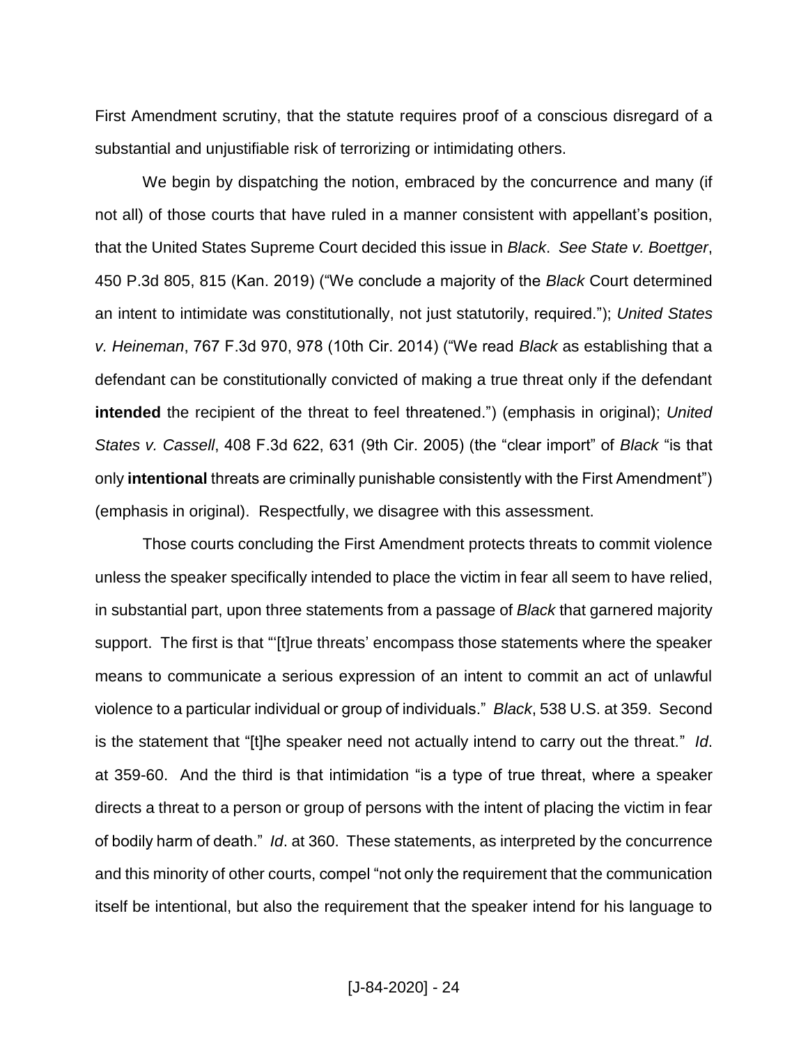First Amendment scrutiny, that the statute requires proof of a conscious disregard of a substantial and unjustifiable risk of terrorizing or intimidating others.

We begin by dispatching the notion, embraced by the concurrence and many (if not all) of those courts that have ruled in a manner consistent with appellant's position, that the United States Supreme Court decided this issue in *Black*. *See State v. Boettger*, 450 P.3d 805, 815 (Kan. 2019) ("We conclude a majority of the *Black* Court determined an intent to intimidate was constitutionally, not just statutorily, required."); *United States v. Heineman*, 767 F.3d 970, 978 (10th Cir. 2014) ("We read *Black* as establishing that a defendant can be constitutionally convicted of making a true threat only if the defendant **intended** the recipient of the threat to feel threatened.") (emphasis in original); *United States v. Cassell*, 408 F.3d 622, 631 (9th Cir. 2005) (the "clear import" of *Black* "is that only **intentional** threats are criminally punishable consistently with the First Amendment") (emphasis in original). Respectfully, we disagree with this assessment.

Those courts concluding the First Amendment protects threats to commit violence unless the speaker specifically intended to place the victim in fear all seem to have relied, in substantial part, upon three statements from a passage of *Black* that garnered majority support. The first is that "'[t]rue threats' encompass those statements where the speaker means to communicate a serious expression of an intent to commit an act of unlawful violence to a particular individual or group of individuals." *Black*, 538 U.S. at 359. Second is the statement that "[t]he speaker need not actually intend to carry out the threat." *Id*. at 359-60. And the third is that intimidation "is a type of true threat, where a speaker directs a threat to a person or group of persons with the intent of placing the victim in fear of bodily harm of death." *Id*. at 360. These statements, as interpreted by the concurrence and this minority of other courts, compel "not only the requirement that the communication itself be intentional, but also the requirement that the speaker intend for his language to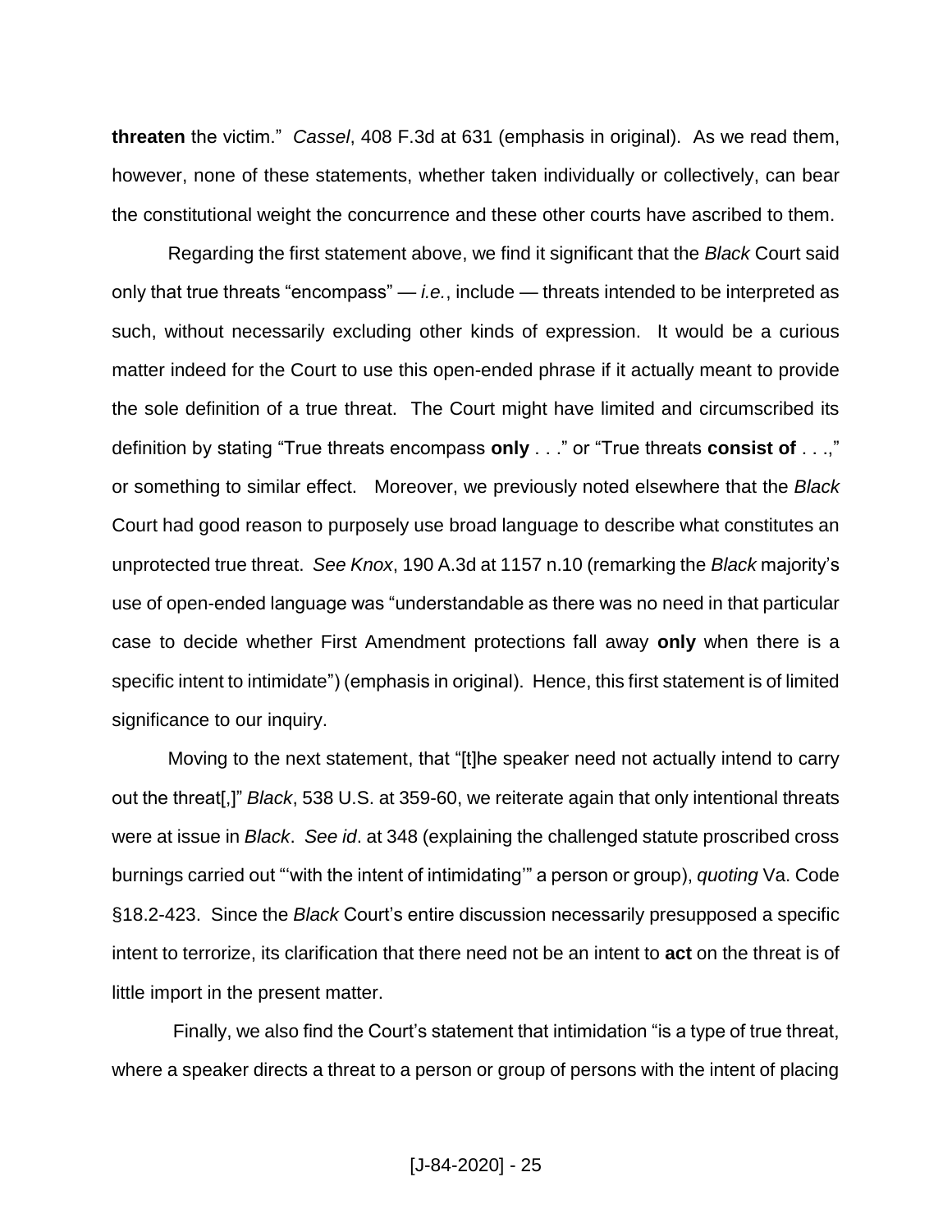**threaten** the victim." *Cassel*, 408 F.3d at 631 (emphasis in original). As we read them, however, none of these statements, whether taken individually or collectively, can bear the constitutional weight the concurrence and these other courts have ascribed to them.

Regarding the first statement above, we find it significant that the *Black* Court said only that true threats "encompass" — *i.e.*, include — threats intended to be interpreted as such, without necessarily excluding other kinds of expression. It would be a curious matter indeed for the Court to use this open-ended phrase if it actually meant to provide the sole definition of a true threat. The Court might have limited and circumscribed its definition by stating "True threats encompass **only** . . ." or "True threats **consist of** . . .," or something to similar effect. Moreover, we previously noted elsewhere that the *Black* Court had good reason to purposely use broad language to describe what constitutes an unprotected true threat. *See Knox*, 190 A.3d at 1157 n.10 (remarking the *Black* majority's use of open-ended language was "understandable as there was no need in that particular case to decide whether First Amendment protections fall away **only** when there is a specific intent to intimidate") (emphasis in original). Hence, this first statement is of limited significance to our inquiry.

Moving to the next statement, that "[t]he speaker need not actually intend to carry out the threat[,]" *Black*, 538 U.S. at 359-60, we reiterate again that only intentional threats were at issue in *Black*. *See id*. at 348 (explaining the challenged statute proscribed cross burnings carried out "'with the intent of intimidating'" a person or group), *quoting* Va. Code §18.2-423. Since the *Black* Court's entire discussion necessarily presupposed a specific intent to terrorize, its clarification that there need not be an intent to **act** on the threat is of little import in the present matter.

Finally, we also find the Court's statement that intimidation "is a type of true threat, where a speaker directs a threat to a person or group of persons with the intent of placing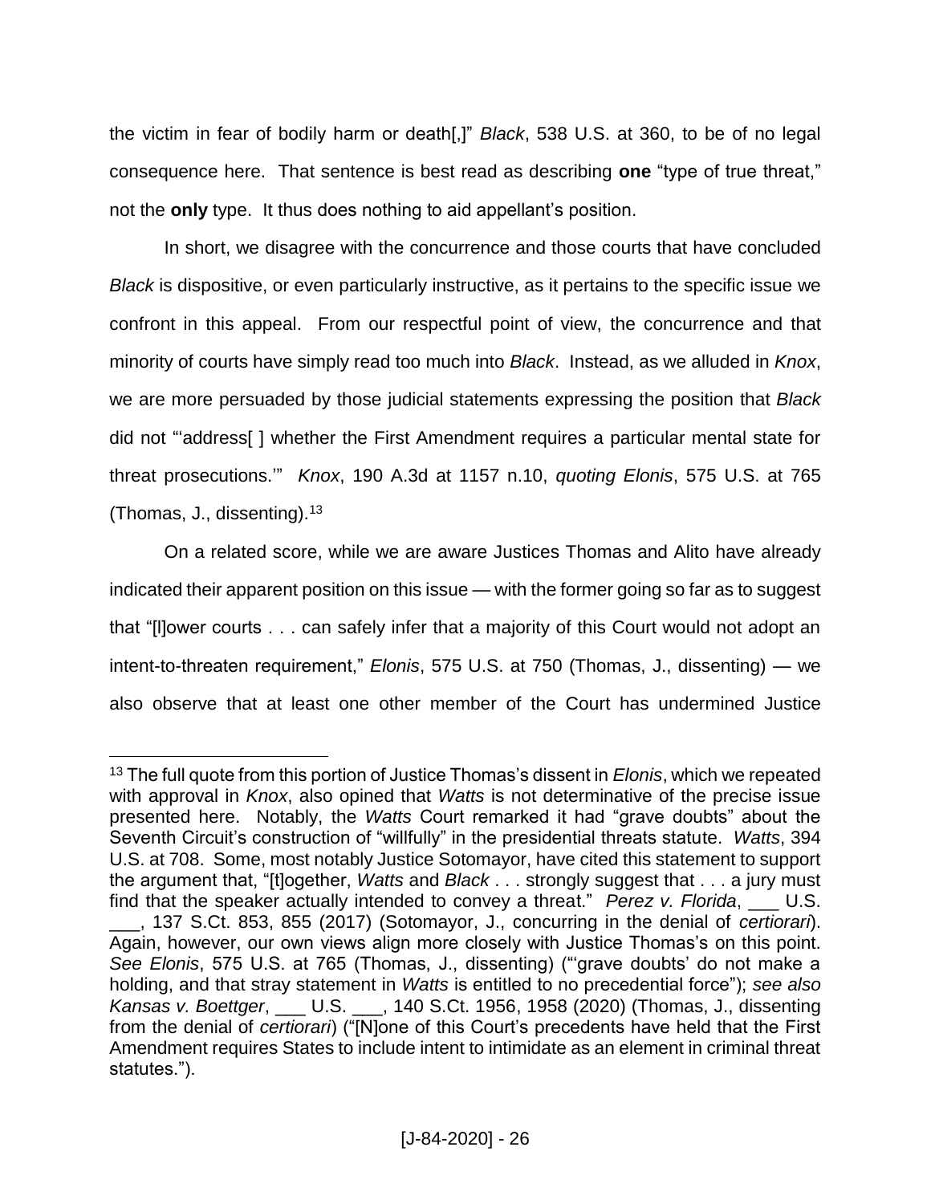the victim in fear of bodily harm or death[,]" *Black*, 538 U.S. at 360, to be of no legal consequence here. That sentence is best read as describing **one** "type of true threat," not the **only** type. It thus does nothing to aid appellant's position.

In short, we disagree with the concurrence and those courts that have concluded *Black* is dispositive, or even particularly instructive, as it pertains to the specific issue we confront in this appeal. From our respectful point of view, the concurrence and that minority of courts have simply read too much into *Black*. Instead, as we alluded in *Knox*, we are more persuaded by those judicial statements expressing the position that *Black* did not "'address[ ] whether the First Amendment requires a particular mental state for threat prosecutions.'" *Knox*, 190 A.3d at 1157 n.10, *quoting Elonis*, 575 U.S. at 765 (Thomas, J., dissenting).[13]

On a related score, while we are aware Justices Thomas and Alito have already indicated their apparent position on this issue — with the former going so far as to suggest that "[l]ower courts . . . can safely infer that a majority of this Court would not adopt an intent-to-threaten requirement," *Elonis*, 575 U.S. at 750 (Thomas, J., dissenting) — we also observe that at least one other member of the Court has undermined Justice

---

[13] The full quote from this portion of Justice Thomas's dissent in *Elonis*, which we repeated with approval in *Knox*, also opined that *Watts* is not determinative of the precise issue presented here. Notably, the *Watts* Court remarked it had "grave doubts" about the Seventh Circuit's construction of "willfully" in the presidential threats statute. *Watts*, 394 U.S. at 708. Some, most notably Justice Sotomayor, have cited this statement to support the argument that, "[t]ogether, *Watts* and *Black* . . . strongly suggest that . . . a jury must find that the speaker actually intended to convey a threat." *Perez v. Florida*, ___ U.S. ___, 137 S.Ct. 853, 855 (2017) (Sotomayor, J., concurring in the denial of *certiorari*). Again, however, our own views align more closely with Justice Thomas's on this point. *See Elonis*, 575 U.S. at 765 (Thomas, J., dissenting) ("'grave doubts' do not make a holding, and that stray statement in *Watts* is entitled to no precedential force"); *see also Kansas v. Boettger*, ___ U.S. ___, 140 S.Ct. 1956, 1958 (2020) (Thomas, J., dissenting from the denial of *certiorari*) ("[N]one of this Court's precedents have held that the First Amendment requires States to include intent to intimidate as an element in criminal threat statutes.").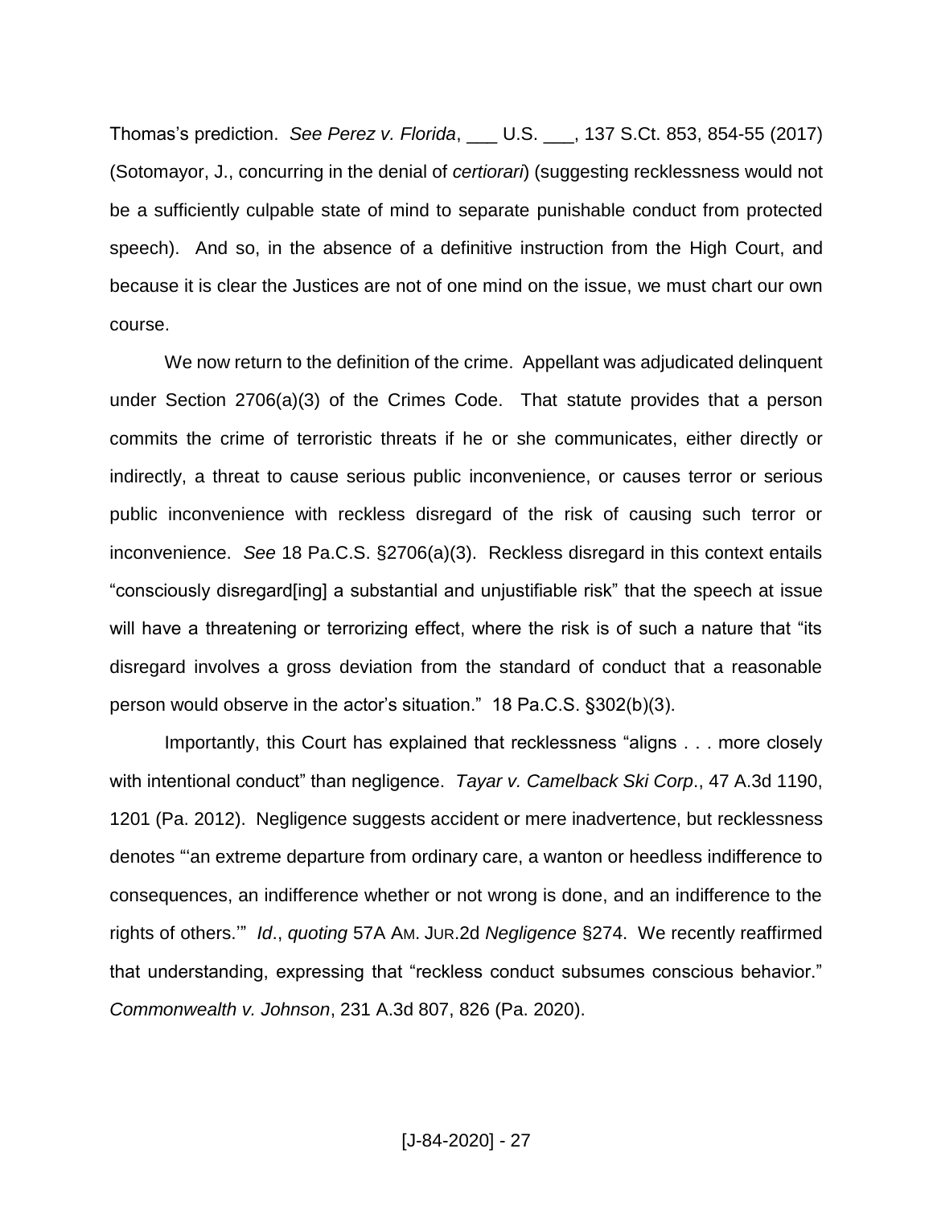Thomas's prediction. *See Perez v. Florida*, ___ U.S. ___, 137 S.Ct. 853, 854-55 (2017) (Sotomayor, J., concurring in the denial of *certiorari*) (suggesting recklessness would not be a sufficiently culpable state of mind to separate punishable conduct from protected speech). And so, in the absence of a definitive instruction from the High Court, and because it is clear the Justices are not of one mind on the issue, we must chart our own course.

We now return to the definition of the crime. Appellant was adjudicated delinquent under Section 2706(a)(3) of the Crimes Code. That statute provides that a person commits the crime of terroristic threats if he or she communicates, either directly or indirectly, a threat to cause serious public inconvenience, or causes terror or serious public inconvenience with reckless disregard of the risk of causing such terror or inconvenience. *See* 18 Pa.C.S. §2706(a)(3). Reckless disregard in this context entails "consciously disregard[ing] a substantial and unjustifiable risk" that the speech at issue will have a threatening or terrorizing effect, where the risk is of such a nature that "its disregard involves a gross deviation from the standard of conduct that a reasonable person would observe in the actor's situation." 18 Pa.C.S. §302(b)(3).

Importantly, this Court has explained that recklessness "aligns . . . more closely with intentional conduct" than negligence. *Tayar v. Camelback Ski Corp*., 47 A.3d 1190, 1201 (Pa. 2012). Negligence suggests accident or mere inadvertence, but recklessness denotes "'an extreme departure from ordinary care, a wanton or heedless indifference to consequences, an indifference whether or not wrong is done, and an indifference to the rights of others.'" *Id*., *quoting* 57A AM. JUR.2d *Negligence* §274. We recently reaffirmed that understanding, expressing that "reckless conduct subsumes conscious behavior." *Commonwealth v. Johnson*, 231 A.3d 807, 826 (Pa. 2020).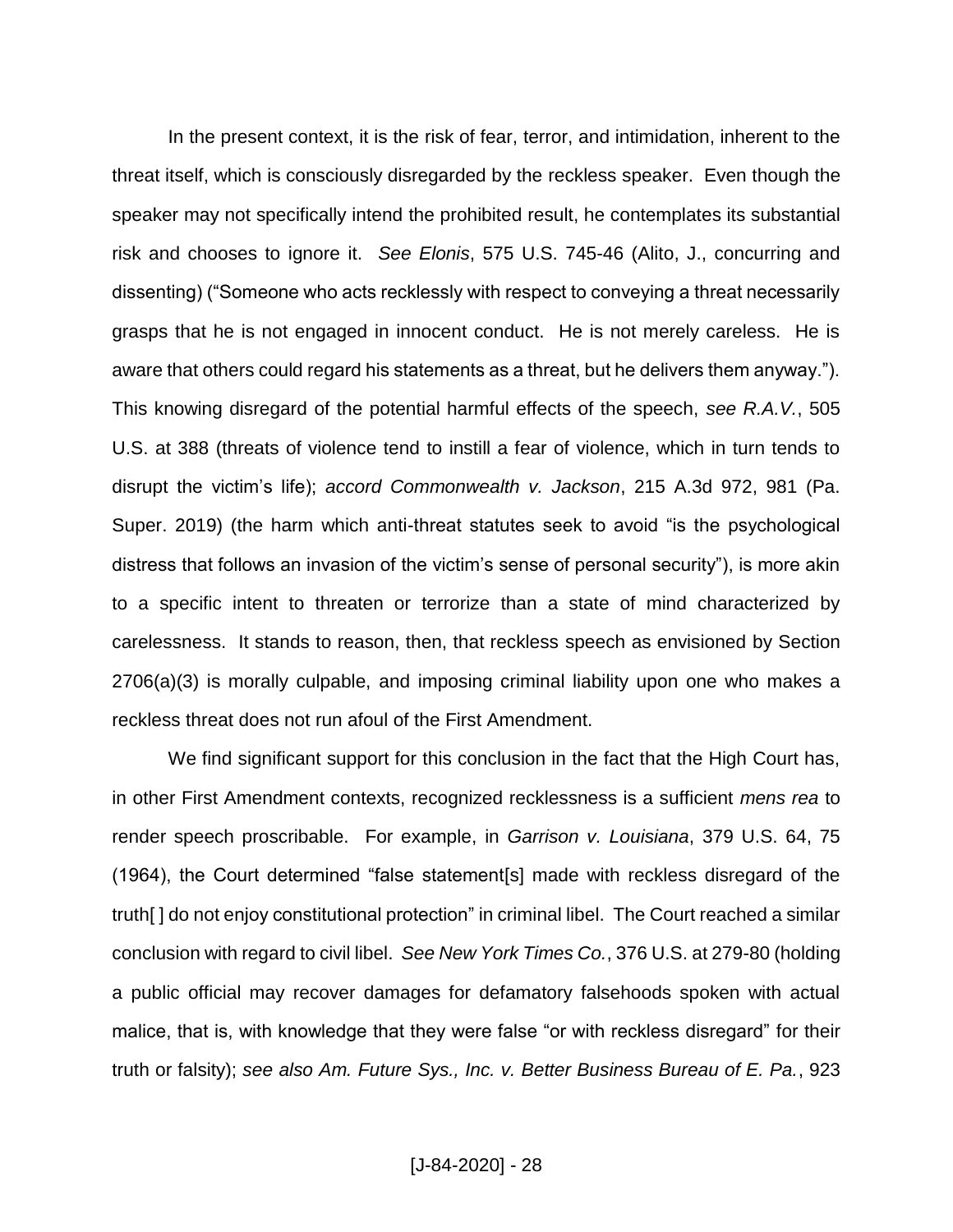In the present context, it is the risk of fear, terror, and intimidation, inherent to the threat itself, which is consciously disregarded by the reckless speaker. Even though the speaker may not specifically intend the prohibited result, he contemplates its substantial risk and chooses to ignore it. *See Elonis*, 575 U.S. 745-46 (Alito, J., concurring and dissenting) ("Someone who acts recklessly with respect to conveying a threat necessarily grasps that he is not engaged in innocent conduct. He is not merely careless. He is aware that others could regard his statements as a threat, but he delivers them anyway."). This knowing disregard of the potential harmful effects of the speech, *see R.A.V.*, 505 U.S. at 388 (threats of violence tend to instill a fear of violence, which in turn tends to disrupt the victim's life); *accord Commonwealth v. Jackson*, 215 A.3d 972, 981 (Pa. Super. 2019) (the harm which anti-threat statutes seek to avoid "is the psychological distress that follows an invasion of the victim's sense of personal security"), is more akin to a specific intent to threaten or terrorize than a state of mind characterized by carelessness. It stands to reason, then, that reckless speech as envisioned by Section 2706(a)(3) is morally culpable, and imposing criminal liability upon one who makes a reckless threat does not run afoul of the First Amendment.

We find significant support for this conclusion in the fact that the High Court has, in other First Amendment contexts, recognized recklessness is a sufficient *mens rea* to render speech proscribable. For example, in *Garrison v. Louisiana*, 379 U.S. 64, 75 (1964), the Court determined "false statement[s] made with reckless disregard of the truth[ ] do not enjoy constitutional protection" in criminal libel. The Court reached a similar conclusion with regard to civil libel. *See New York Times Co.*, 376 U.S. at 279-80 (holding a public official may recover damages for defamatory falsehoods spoken with actual malice, that is, with knowledge that they were false "or with reckless disregard" for their truth or falsity); *see also Am. Future Sys., Inc. v. Better Business Bureau of E. Pa.*, 923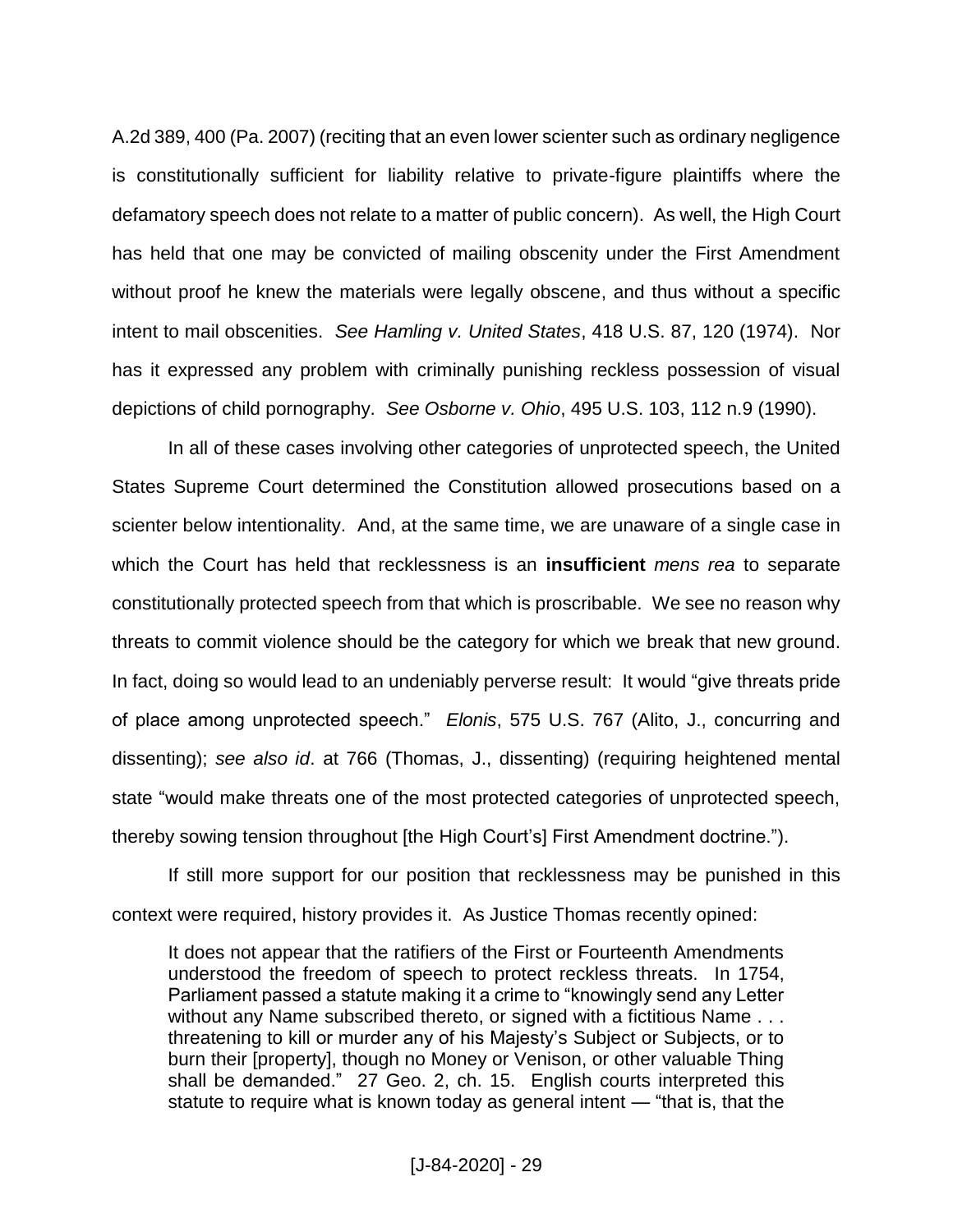A.2d 389, 400 (Pa. 2007) (reciting that an even lower scienter such as ordinary negligence is constitutionally sufficient for liability relative to private-figure plaintiffs where the defamatory speech does not relate to a matter of public concern). As well, the High Court has held that one may be convicted of mailing obscenity under the First Amendment without proof he knew the materials were legally obscene, and thus without a specific intent to mail obscenities. *See Hamling v. United States*, 418 U.S. 87, 120 (1974). Nor has it expressed any problem with criminally punishing reckless possession of visual depictions of child pornography. *See Osborne v. Ohio*, 495 U.S. 103, 112 n.9 (1990).

In all of these cases involving other categories of unprotected speech, the United States Supreme Court determined the Constitution allowed prosecutions based on a scienter below intentionality. And, at the same time, we are unaware of a single case in which the Court has held that recklessness is an **insufficient** *mens rea* to separate constitutionally protected speech from that which is proscribable. We see no reason why threats to commit violence should be the category for which we break that new ground. In fact, doing so would lead to an undeniably perverse result: It would "give threats pride of place among unprotected speech." *Elonis*, 575 U.S. 767 (Alito, J., concurring and dissenting); *see also id*. at 766 (Thomas, J., dissenting) (requiring heightened mental state "would make threats one of the most protected categories of unprotected speech, thereby sowing tension throughout [the High Court's] First Amendment doctrine.").

If still more support for our position that recklessness may be punished in this context were required, history provides it. As Justice Thomas recently opined:

> It does not appear that the ratifiers of the First or Fourteenth Amendments understood the freedom of speech to protect reckless threats. In 1754, Parliament passed a statute making it a crime to "knowingly send any Letter without any Name subscribed thereto, or signed with a fictitious Name . . . threatening to kill or murder any of his Majesty's Subject or Subjects, or to burn their [property], though no Money or Venison, or other valuable Thing shall be demanded." 27 Geo. 2, ch. 15. English courts interpreted this statute to require what is known today as general intent — "that is, that the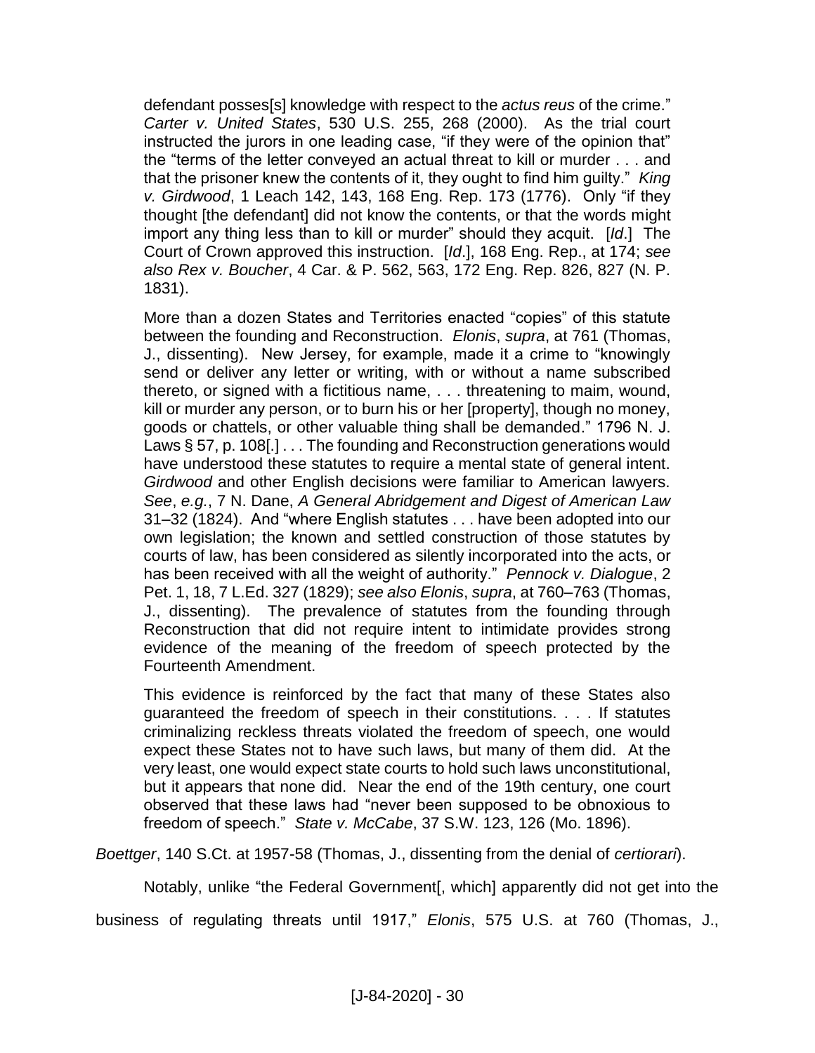> defendant posses[s] knowledge with respect to the *actus reus* of the crime." *Carter v. United States*, 530 U.S. 255, 268 (2000). As the trial court instructed the jurors in one leading case, "if they were of the opinion that" the "terms of the letter conveyed an actual threat to kill or murder . . . and that the prisoner knew the contents of it, they ought to find him guilty." *King v. Girdwood*, 1 Leach 142, 143, 168 Eng. Rep. 173 (1776). Only "if they thought [the defendant] did not know the contents, or that the words might import any thing less than to kill or murder" should they acquit. [*Id*.] The Court of Crown approved this instruction. [*Id*.], 168 Eng. Rep., at 174; *see also Rex v. Boucher*, 4 Car. & P. 562, 563, 172 Eng. Rep. 826, 827 (N. P. 1831).
>
> More than a dozen States and Territories enacted "copies" of this statute between the founding and Reconstruction. *Elonis*, *supra*, at 761 (Thomas, J., dissenting). New Jersey, for example, made it a crime to "knowingly send or deliver any letter or writing, with or without a name subscribed thereto, or signed with a fictitious name, . . . threatening to maim, wound, kill or murder any person, or to burn his or her [property], though no money, goods or chattels, or other valuable thing shall be demanded." 1796 N. J. Laws § 57, p. 108[.] . . . The founding and Reconstruction generations would have understood these statutes to require a mental state of general intent. *Girdwood* and other English decisions were familiar to American lawyers. *See*, *e.g.*, 7 N. Dane, *A General Abridgement and Digest of American Law* 31–32 (1824). And "where English statutes . . . have been adopted into our own legislation; the known and settled construction of those statutes by courts of law, has been considered as silently incorporated into the acts, or has been received with all the weight of authority." *Pennock v. Dialogue*, 2 Pet. 1, 18, 7 L.Ed. 327 (1829); *see also Elonis*, *supra*, at 760–763 (Thomas, J., dissenting). The prevalence of statutes from the founding through Reconstruction that did not require intent to intimidate provides strong evidence of the meaning of the freedom of speech protected by the Fourteenth Amendment.
>
> This evidence is reinforced by the fact that many of these States also guaranteed the freedom of speech in their constitutions. . . . If statutes criminalizing reckless threats violated the freedom of speech, one would expect these States not to have such laws, but many of them did. At the very least, one would expect state courts to hold such laws unconstitutional, but it appears that none did. Near the end of the 19th century, one court observed that these laws had "never been supposed to be obnoxious to freedom of speech." *State v. McCabe*, 37 S.W. 123, 126 (Mo. 1896).

*Boettger*, 140 S.Ct. at 1957-58 (Thomas, J., dissenting from the denial of *certiorari*).

Notably, unlike "the Federal Government[, which] apparently did not get into the business of regulating threats until 1917," *Elonis*, 575 U.S. at 760 (Thomas, J.,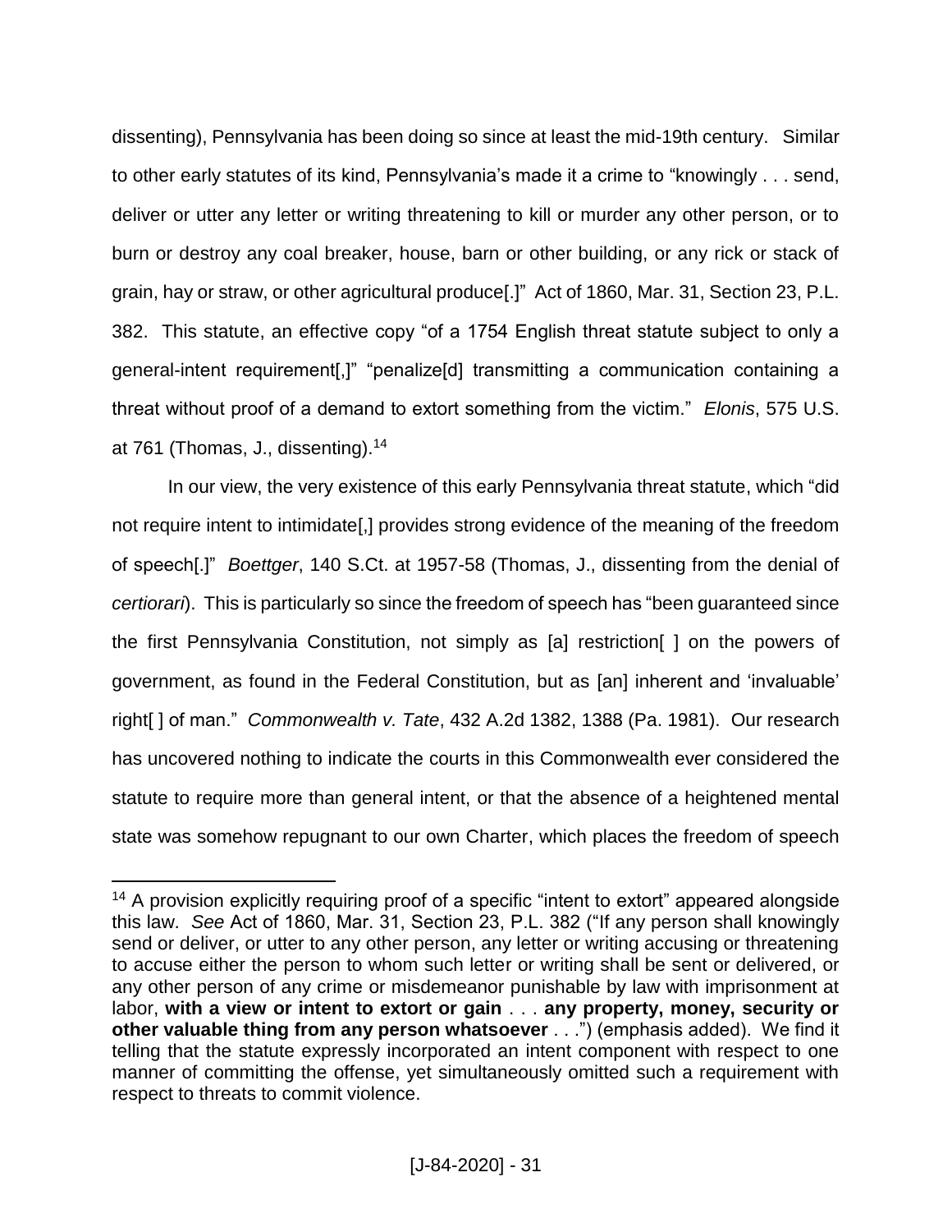dissenting), Pennsylvania has been doing so since at least the mid-19th century. Similar to other early statutes of its kind, Pennsylvania's made it a crime to "knowingly . . . send, deliver or utter any letter or writing threatening to kill or murder any other person, or to burn or destroy any coal breaker, house, barn or other building, or any rick or stack of grain, hay or straw, or other agricultural produce[.]" Act of 1860, Mar. 31, Section 23, P.L. 382. This statute, an effective copy "of a 1754 English threat statute subject to only a general-intent requirement[,]" "penalize[d] transmitting a communication containing a threat without proof of a demand to extort something from the victim." *Elonis*, 575 U.S. at 761 (Thomas, J., dissenting).[14]

In our view, the very existence of this early Pennsylvania threat statute, which "did not require intent to intimidate[,] provides strong evidence of the meaning of the freedom of speech[.]" *Boettger*, 140 S.Ct. at 1957-58 (Thomas, J., dissenting from the denial of *certiorari*). This is particularly so since the freedom of speech has "been guaranteed since the first Pennsylvania Constitution, not simply as [a] restriction[ ] on the powers of government, as found in the Federal Constitution, but as [an] inherent and 'invaluable' right[ ] of man." *Commonwealth v. Tate*, 432 A.2d 1382, 1388 (Pa. 1981). Our research has uncovered nothing to indicate the courts in this Commonwealth ever considered the statute to require more than general intent, or that the absence of a heightened mental state was somehow repugnant to our own Charter, which places the freedom of speech

---

[14] A provision explicitly requiring proof of a specific "intent to extort" appeared alongside this law. *See* Act of 1860, Mar. 31, Section 23, P.L. 382 ("If any person shall knowingly send or deliver, or utter to any other person, any letter or writing accusing or threatening to accuse either the person to whom such letter or writing shall be sent or delivered, or any other person of any crime or misdemeanor punishable by law with imprisonment at labor, **with a view or intent to extort or gain** . . . **any property, money, security or other valuable thing from any person whatsoever** . . .") (emphasis added). We find it telling that the statute expressly incorporated an intent component with respect to one manner of committing the offense, yet simultaneously omitted such a requirement with respect to threats to commit violence.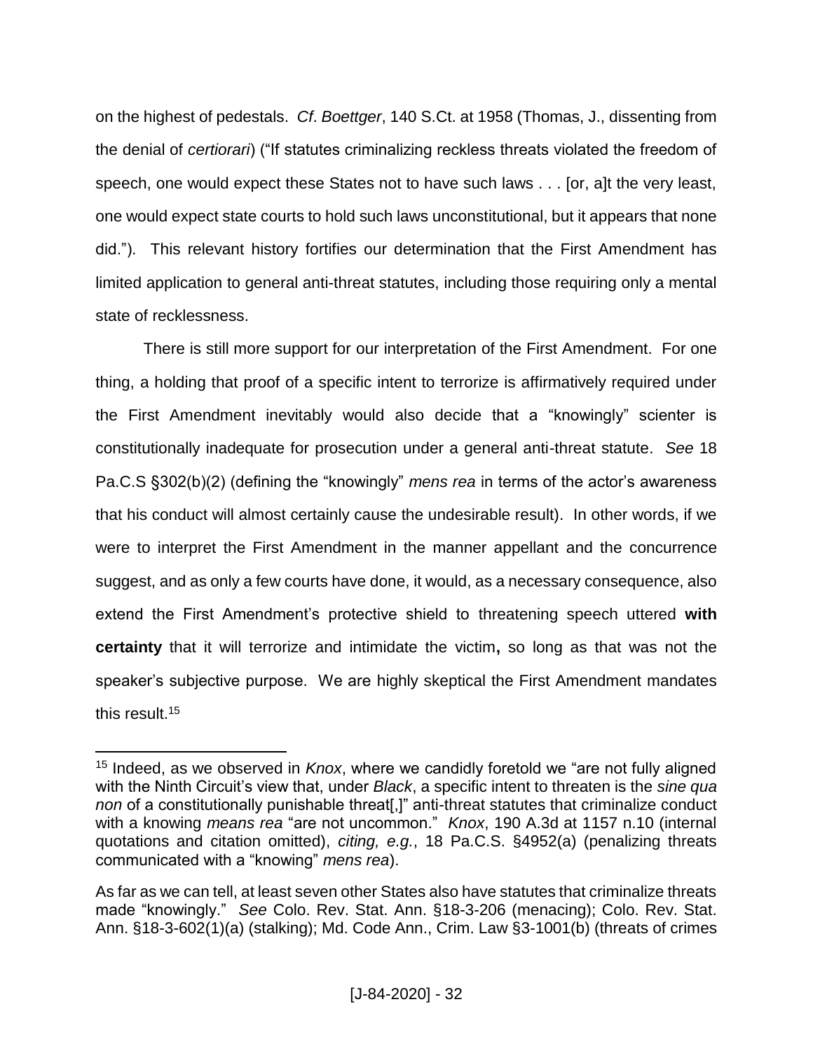on the highest of pedestals. *Cf*. *Boettger*, 140 S.Ct. at 1958 (Thomas, J., dissenting from the denial of *certiorari*) ("If statutes criminalizing reckless threats violated the freedom of speech, one would expect these States not to have such laws . . . [or, a]t the very least, one would expect state courts to hold such laws unconstitutional, but it appears that none did."). This relevant history fortifies our determination that the First Amendment has limited application to general anti-threat statutes, including those requiring only a mental state of recklessness.

There is still more support for our interpretation of the First Amendment. For one thing, a holding that proof of a specific intent to terrorize is affirmatively required under the First Amendment inevitably would also decide that a "knowingly" scienter is constitutionally inadequate for prosecution under a general anti-threat statute. *See* 18 Pa.C.S §302(b)(2) (defining the "knowingly" *mens rea* in terms of the actor's awareness that his conduct will almost certainly cause the undesirable result). In other words, if we were to interpret the First Amendment in the manner appellant and the concurrence suggest, and as only a few courts have done, it would, as a necessary consequence, also extend the First Amendment's protective shield to threatening speech uttered **with certainty** that it will terrorize and intimidate the victim**,** so long as that was not the speaker's subjective purpose. We are highly skeptical the First Amendment mandates this result.[15]

---

[15] Indeed, as we observed in *Knox*, where we candidly foretold we "are not fully aligned with the Ninth Circuit's view that, under *Black*, a specific intent to threaten is the *sine qua non* of a constitutionally punishable threat[,]" anti-threat statutes that criminalize conduct with a knowing *means rea* "are not uncommon." *Knox*, 190 A.3d at 1157 n.10 (internal quotations and citation omitted), *citing, e.g.*, 18 Pa.C.S. §4952(a) (penalizing threats communicated with a "knowing" *mens rea*).

As far as we can tell, at least seven other States also have statutes that criminalize threats made "knowingly." *See* Colo. Rev. Stat. Ann. §18-3-206 (menacing); Colo. Rev. Stat. Ann. §18-3-602(1)(a) (stalking); Md. Code Ann., Crim. Law §3-1001(b) (threats of crimes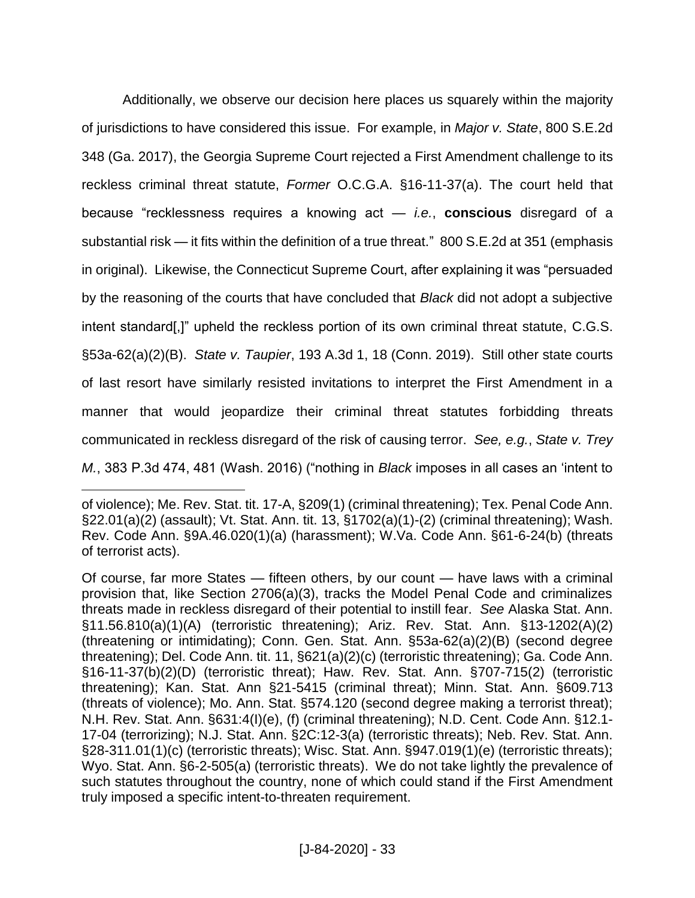Additionally, we observe our decision here places us squarely within the majority of jurisdictions to have considered this issue. For example, in *Major v. State*, 800 S.E.2d 348 (Ga. 2017), the Georgia Supreme Court rejected a First Amendment challenge to its reckless criminal threat statute, *Former* O.C.G.A. §16-11-37(a). The court held that because "recklessness requires a knowing act — *i.e.*, **conscious** disregard of a substantial risk — it fits within the definition of a true threat." 800 S.E.2d at 351 (emphasis in original). Likewise, the Connecticut Supreme Court, after explaining it was "persuaded by the reasoning of the courts that have concluded that *Black* did not adopt a subjective intent standard[,]" upheld the reckless portion of its own criminal threat statute, C.G.S. §53a-62(a)(2)(B). *State v. Taupier*, 193 A.3d 1, 18 (Conn. 2019). Still other state courts of last resort have similarly resisted invitations to interpret the First Amendment in a manner that would jeopardize their criminal threat statutes forbidding threats communicated in reckless disregard of the risk of causing terror. *See, e.g.*, *State v. Trey M.*, 383 P.3d 474, 481 (Wash. 2016) ("nothing in *Black* imposes in all cases an 'intent to

---

of violence); Me. Rev. Stat. tit. 17-A, §209(1) (criminal threatening); Tex. Penal Code Ann. §22.01(a)(2) (assault); Vt. Stat. Ann. tit. 13, §1702(a)(1)-(2) (criminal threatening); Wash. Rev. Code Ann. §9A.46.020(1)(a) (harassment); W.Va. Code Ann. §61-6-24(b) (threats of terrorist acts).

Of course, far more States — fifteen others, by our count — have laws with a criminal provision that, like Section 2706(a)(3), tracks the Model Penal Code and criminalizes threats made in reckless disregard of their potential to instill fear. *See* Alaska Stat. Ann. §11.56.810(a)(1)(A) (terroristic threatening); Ariz. Rev. Stat. Ann. §13-1202(A)(2) (threatening or intimidating); Conn. Gen. Stat. Ann. §53a-62(a)(2)(B) (second degree threatening); Del. Code Ann. tit. 11, §621(a)(2)(c) (terroristic threatening); Ga. Code Ann. §16-11-37(b)(2)(D) (terroristic threat); Haw. Rev. Stat. Ann. §707-715(2) (terroristic threatening); Kan. Stat. Ann §21-5415 (criminal threat); Minn. Stat. Ann. §609.713 (threats of violence); Mo. Ann. Stat. §574.120 (second degree making a terrorist threat); N.H. Rev. Stat. Ann. §631:4(I)(e), (f) (criminal threatening); N.D. Cent. Code Ann. §12.1-17-04 (terrorizing); N.J. Stat. Ann. §2C:12-3(a) (terroristic threats); Neb. Rev. Stat. Ann. §28-311.01(1)(c) (terroristic threats); Wisc. Stat. Ann. §947.019(1)(e) (terroristic threats); Wyo. Stat. Ann. §6-2-505(a) (terroristic threats). We do not take lightly the prevalence of such statutes throughout the country, none of which could stand if the First Amendment truly imposed a specific intent-to-threaten requirement.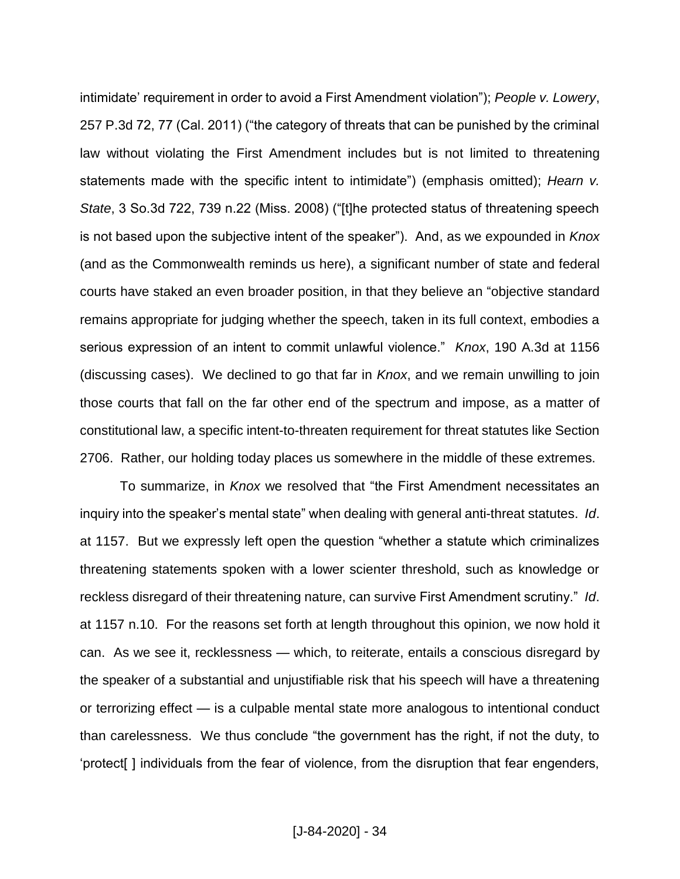intimidate' requirement in order to avoid a First Amendment violation"); *People v. Lowery*, 257 P.3d 72, 77 (Cal. 2011) ("the category of threats that can be punished by the criminal law without violating the First Amendment includes but is not limited to threatening statements made with the specific intent to intimidate") (emphasis omitted); *Hearn v. State*, 3 So.3d 722, 739 n.22 (Miss. 2008) ("[t]he protected status of threatening speech is not based upon the subjective intent of the speaker"). And, as we expounded in *Knox* (and as the Commonwealth reminds us here), a significant number of state and federal courts have staked an even broader position, in that they believe an "objective standard remains appropriate for judging whether the speech, taken in its full context, embodies a serious expression of an intent to commit unlawful violence." *Knox*, 190 A.3d at 1156 (discussing cases). We declined to go that far in *Knox*, and we remain unwilling to join those courts that fall on the far other end of the spectrum and impose, as a matter of constitutional law, a specific intent-to-threaten requirement for threat statutes like Section 2706. Rather, our holding today places us somewhere in the middle of these extremes.

To summarize, in *Knox* we resolved that "the First Amendment necessitates an inquiry into the speaker's mental state" when dealing with general anti-threat statutes. *Id*. at 1157. But we expressly left open the question "whether a statute which criminalizes threatening statements spoken with a lower scienter threshold, such as knowledge or reckless disregard of their threatening nature, can survive First Amendment scrutiny." *Id*. at 1157 n.10. For the reasons set forth at length throughout this opinion, we now hold it can. As we see it, recklessness — which, to reiterate, entails a conscious disregard by the speaker of a substantial and unjustifiable risk that his speech will have a threatening or terrorizing effect — is a culpable mental state more analogous to intentional conduct than carelessness. We thus conclude "the government has the right, if not the duty, to 'protect[ ] individuals from the fear of violence, from the disruption that fear engenders,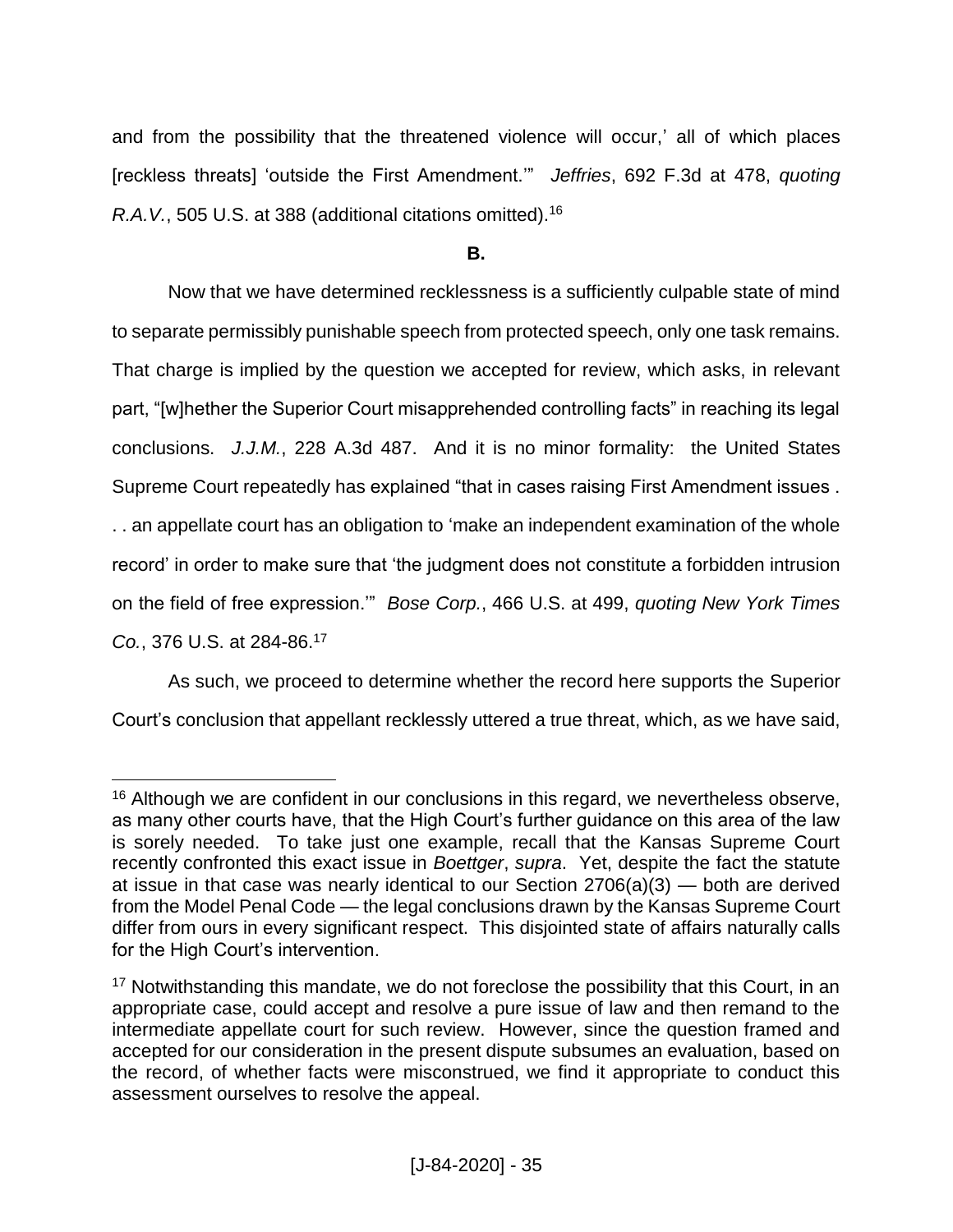and from the possibility that the threatened violence will occur,' all of which places [reckless threats] 'outside the First Amendment.'" *Jeffries*, 692 F.3d at 478, *quoting R.A.V.*, 505 U.S. at 388 (additional citations omitted).[16]

**B.**

Now that we have determined recklessness is a sufficiently culpable state of mind to separate permissibly punishable speech from protected speech, only one task remains. That charge is implied by the question we accepted for review, which asks, in relevant part, "[w]hether the Superior Court misapprehended controlling facts" in reaching its legal conclusions. *J.J.M.*, 228 A.3d 487. And it is no minor formality: the United States Supreme Court repeatedly has explained "that in cases raising First Amendment issues . . . an appellate court has an obligation to 'make an independent examination of the whole record' in order to make sure that 'the judgment does not constitute a forbidden intrusion on the field of free expression.'" *Bose Corp.*, 466 U.S. at 499, *quoting New York Times Co.*, 376 U.S. at 284-86.[17]

As such, we proceed to determine whether the record here supports the Superior Court's conclusion that appellant recklessly uttered a true threat, which, as we have said,

---

[16] Although we are confident in our conclusions in this regard, we nevertheless observe, as many other courts have, that the High Court's further guidance on this area of the law is sorely needed. To take just one example, recall that the Kansas Supreme Court recently confronted this exact issue in *Boettger*, *supra*. Yet, despite the fact the statute at issue in that case was nearly identical to our Section 2706(a)(3) — both are derived from the Model Penal Code — the legal conclusions drawn by the Kansas Supreme Court differ from ours in every significant respect. This disjointed state of affairs naturally calls for the High Court's intervention.

[17] Notwithstanding this mandate, we do not foreclose the possibility that this Court, in an appropriate case, could accept and resolve a pure issue of law and then remand to the intermediate appellate court for such review. However, since the question framed and accepted for our consideration in the present dispute subsumes an evaluation, based on the record, of whether facts were misconstrued, we find it appropriate to conduct this assessment ourselves to resolve the appeal.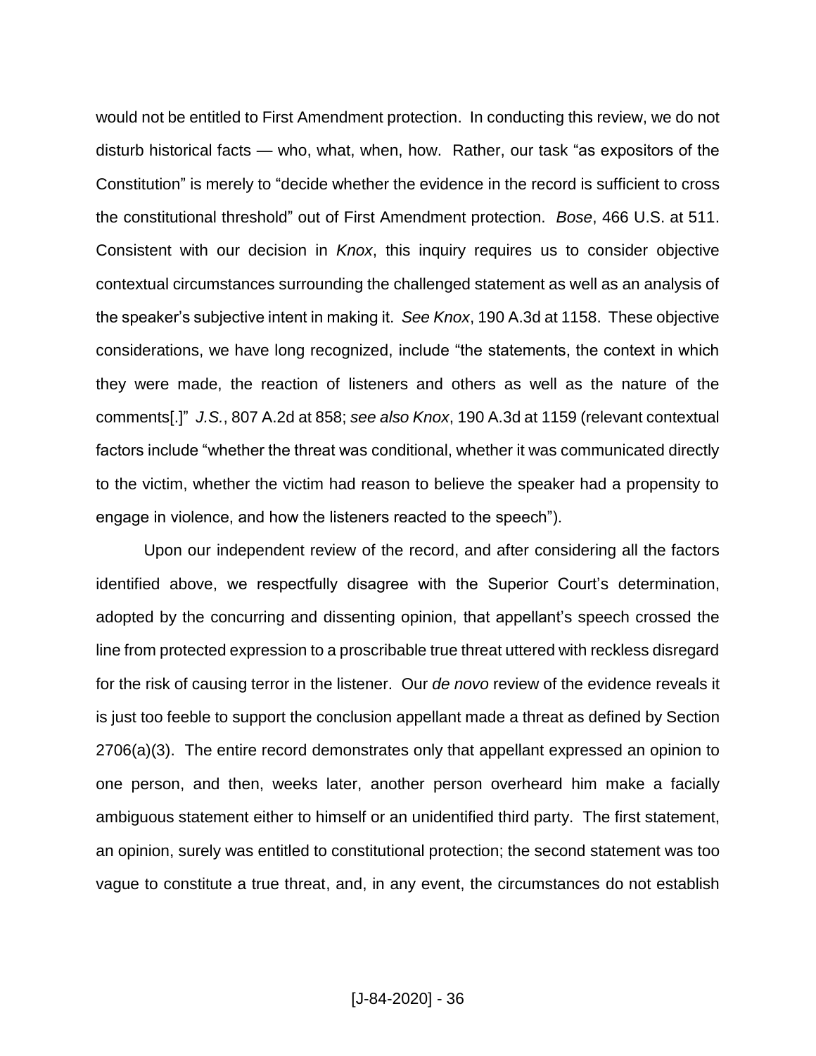would not be entitled to First Amendment protection. In conducting this review, we do not disturb historical facts — who, what, when, how. Rather, our task "as expositors of the Constitution" is merely to "decide whether the evidence in the record is sufficient to cross the constitutional threshold" out of First Amendment protection. *Bose*, 466 U.S. at 511. Consistent with our decision in *Knox*, this inquiry requires us to consider objective contextual circumstances surrounding the challenged statement as well as an analysis of the speaker's subjective intent in making it. *See Knox*, 190 A.3d at 1158. These objective considerations, we have long recognized, include "the statements, the context in which they were made, the reaction of listeners and others as well as the nature of the comments[.]" *J.S.*, 807 A.2d at 858; *see also Knox*, 190 A.3d at 1159 (relevant contextual factors include "whether the threat was conditional, whether it was communicated directly to the victim, whether the victim had reason to believe the speaker had a propensity to engage in violence, and how the listeners reacted to the speech").

Upon our independent review of the record, and after considering all the factors identified above, we respectfully disagree with the Superior Court's determination, adopted by the concurring and dissenting opinion, that appellant's speech crossed the line from protected expression to a proscribable true threat uttered with reckless disregard for the risk of causing terror in the listener. Our *de novo* review of the evidence reveals it is just too feeble to support the conclusion appellant made a threat as defined by Section 2706(a)(3). The entire record demonstrates only that appellant expressed an opinion to one person, and then, weeks later, another person overheard him make a facially ambiguous statement either to himself or an unidentified third party. The first statement, an opinion, surely was entitled to constitutional protection; the second statement was too vague to constitute a true threat, and, in any event, the circumstances do not establish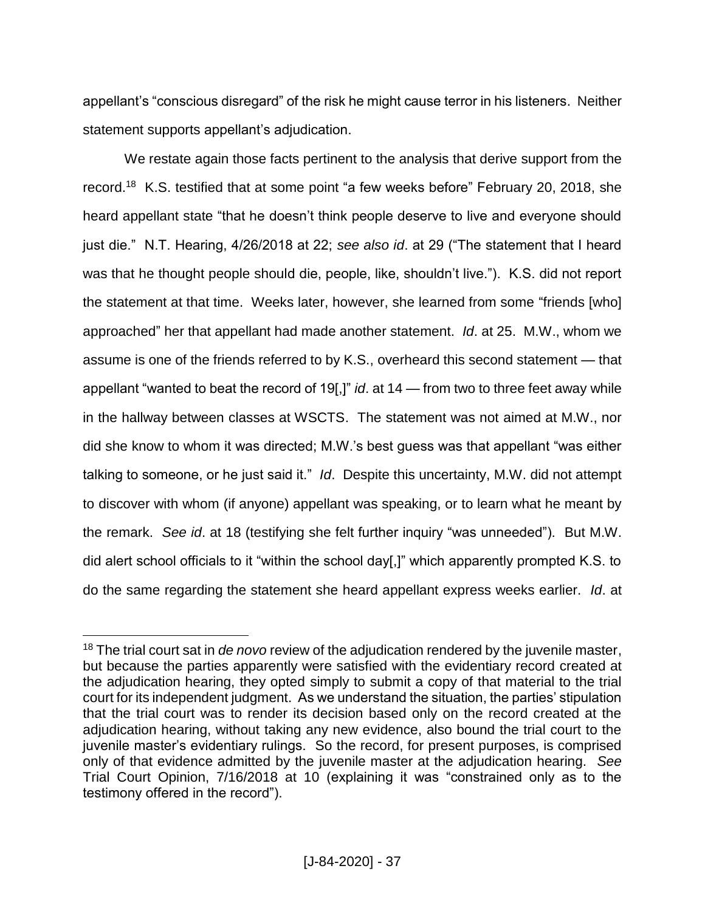appellant's "conscious disregard" of the risk he might cause terror in his listeners. Neither statement supports appellant's adjudication.

We restate again those facts pertinent to the analysis that derive support from the record.[18] K.S. testified that at some point "a few weeks before" February 20, 2018, she heard appellant state "that he doesn't think people deserve to live and everyone should just die." N.T. Hearing, 4/26/2018 at 22; *see also id*. at 29 ("The statement that I heard was that he thought people should die, people, like, shouldn't live."). K.S. did not report the statement at that time. Weeks later, however, she learned from some "friends [who] approached" her that appellant had made another statement. *Id*. at 25. M.W., whom we assume is one of the friends referred to by K.S., overheard this second statement — that appellant "wanted to beat the record of 19[,]" *id*. at 14 — from two to three feet away while in the hallway between classes at WSCTS. The statement was not aimed at M.W., nor did she know to whom it was directed; M.W.'s best guess was that appellant "was either talking to someone, or he just said it." *Id*. Despite this uncertainty, M.W. did not attempt to discover with whom (if anyone) appellant was speaking, or to learn what he meant by the remark. *See id*. at 18 (testifying she felt further inquiry "was unneeded"). But M.W. did alert school officials to it "within the school day[,]" which apparently prompted K.S. to do the same regarding the statement she heard appellant express weeks earlier. *Id*. at

---

[18] The trial court sat in *de novo* review of the adjudication rendered by the juvenile master, but because the parties apparently were satisfied with the evidentiary record created at the adjudication hearing, they opted simply to submit a copy of that material to the trial court for its independent judgment. As we understand the situation, the parties' stipulation that the trial court was to render its decision based only on the record created at the adjudication hearing, without taking any new evidence, also bound the trial court to the juvenile master's evidentiary rulings. So the record, for present purposes, is comprised only of that evidence admitted by the juvenile master at the adjudication hearing. *See* Trial Court Opinion, 7/16/2018 at 10 (explaining it was "constrained only as to the testimony offered in the record").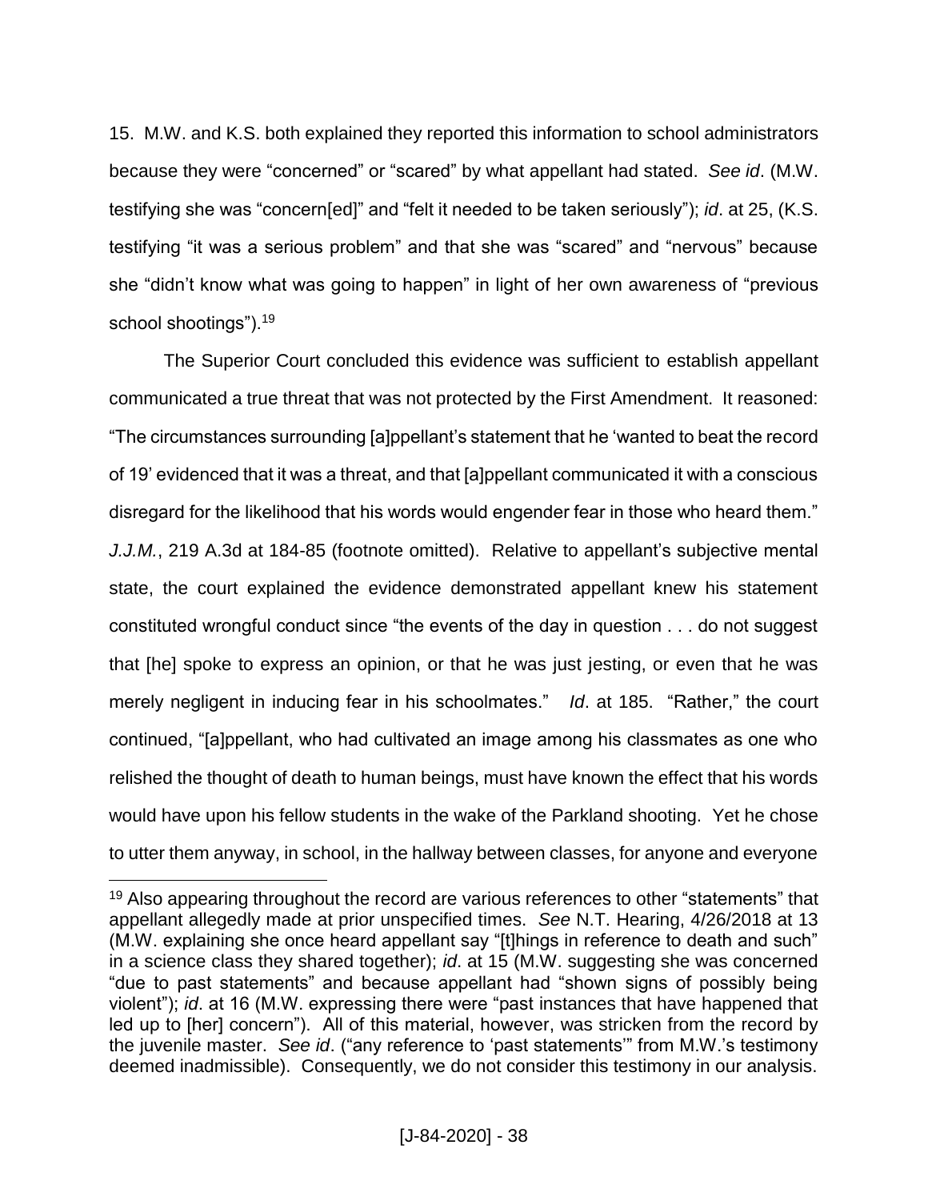15. M.W. and K.S. both explained they reported this information to school administrators because they were "concerned" or "scared" by what appellant had stated. *See id*. (M.W. testifying she was "concern[ed]" and "felt it needed to be taken seriously"); *id*. at 25, (K.S. testifying "it was a serious problem" and that she was "scared" and "nervous" because she "didn't know what was going to happen" in light of her own awareness of "previous school shootings").[19]

The Superior Court concluded this evidence was sufficient to establish appellant communicated a true threat that was not protected by the First Amendment. It reasoned: "The circumstances surrounding [a]ppellant's statement that he 'wanted to beat the record of 19' evidenced that it was a threat, and that [a]ppellant communicated it with a conscious disregard for the likelihood that his words would engender fear in those who heard them." *J.J.M.*, 219 A.3d at 184-85 (footnote omitted). Relative to appellant's subjective mental state, the court explained the evidence demonstrated appellant knew his statement constituted wrongful conduct since "the events of the day in question . . . do not suggest that [he] spoke to express an opinion, or that he was just jesting, or even that he was merely negligent in inducing fear in his schoolmates." *Id*. at 185. "Rather," the court continued, "[a]ppellant, who had cultivated an image among his classmates as one who relished the thought of death to human beings, must have known the effect that his words would have upon his fellow students in the wake of the Parkland shooting. Yet he chose to utter them anyway, in school, in the hallway between classes, for anyone and everyone

[19] Also appearing throughout the record are various references to other "statements" that appellant allegedly made at prior unspecified times. *See* N.T. Hearing, 4/26/2018 at 13 (M.W. explaining she once heard appellant say "[t]hings in reference to death and such" in a science class they shared together); *id*. at 15 (M.W. suggesting she was concerned "due to past statements" and because appellant had "shown signs of possibly being violent"); *id*. at 16 (M.W. expressing there were "past instances that have happened that led up to [her] concern"). All of this material, however, was stricken from the record by the juvenile master. *See id*. ("any reference to 'past statements'" from M.W.'s testimony deemed inadmissible). Consequently, we do not consider this testimony in our analysis.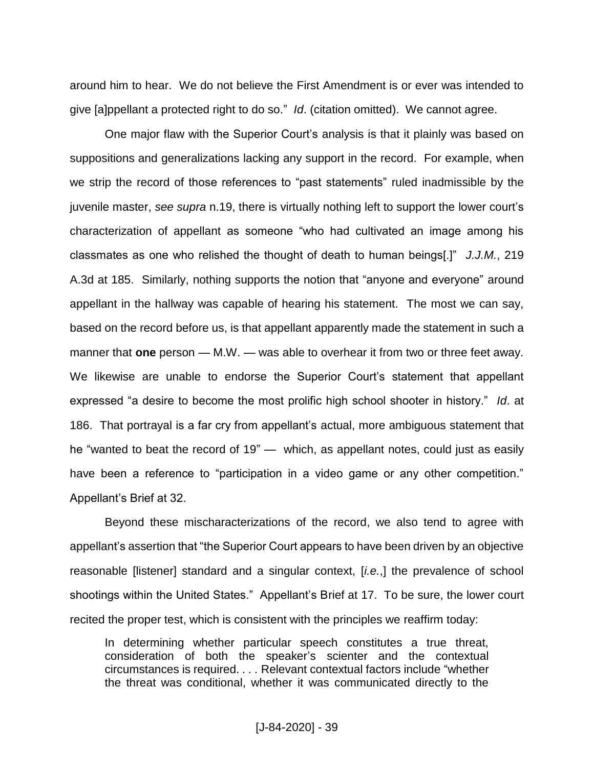around him to hear. We do not believe the First Amendment is or ever was intended to give [a]ppellant a protected right to do so." *Id*. (citation omitted). We cannot agree.

One major flaw with the Superior Court's analysis is that it plainly was based on suppositions and generalizations lacking any support in the record. For example, when we strip the record of those references to "past statements" ruled inadmissible by the juvenile master, *see supra* n.19, there is virtually nothing left to support the lower court's characterization of appellant as someone "who had cultivated an image among his classmates as one who relished the thought of death to human beings[.]" *J.J.M.*, 219 A.3d at 185. Similarly, nothing supports the notion that "anyone and everyone" around appellant in the hallway was capable of hearing his statement. The most we can say, based on the record before us, is that appellant apparently made the statement in such a manner that **one** person — M.W. — was able to overhear it from two or three feet away. We likewise are unable to endorse the Superior Court's statement that appellant expressed "a desire to become the most prolific high school shooter in history." *Id*. at 186. That portrayal is a far cry from appellant's actual, more ambiguous statement that he "wanted to beat the record of 19" — which, as appellant notes, could just as easily have been a reference to "participation in a video game or any other competition." Appellant's Brief at 32.

Beyond these mischaracterizations of the record, we also tend to agree with appellant's assertion that "the Superior Court appears to have been driven by an objective reasonable [listener] standard and a singular context, [*i.e.*,] the prevalence of school shootings within the United States." Appellant's Brief at 17. To be sure, the lower court recited the proper test, which is consistent with the principles we reaffirm today:

> In determining whether particular speech constitutes a true threat, consideration of both the speaker's scienter and the contextual circumstances is required. . . . Relevant contextual factors include "whether the threat was conditional, whether it was communicated directly to the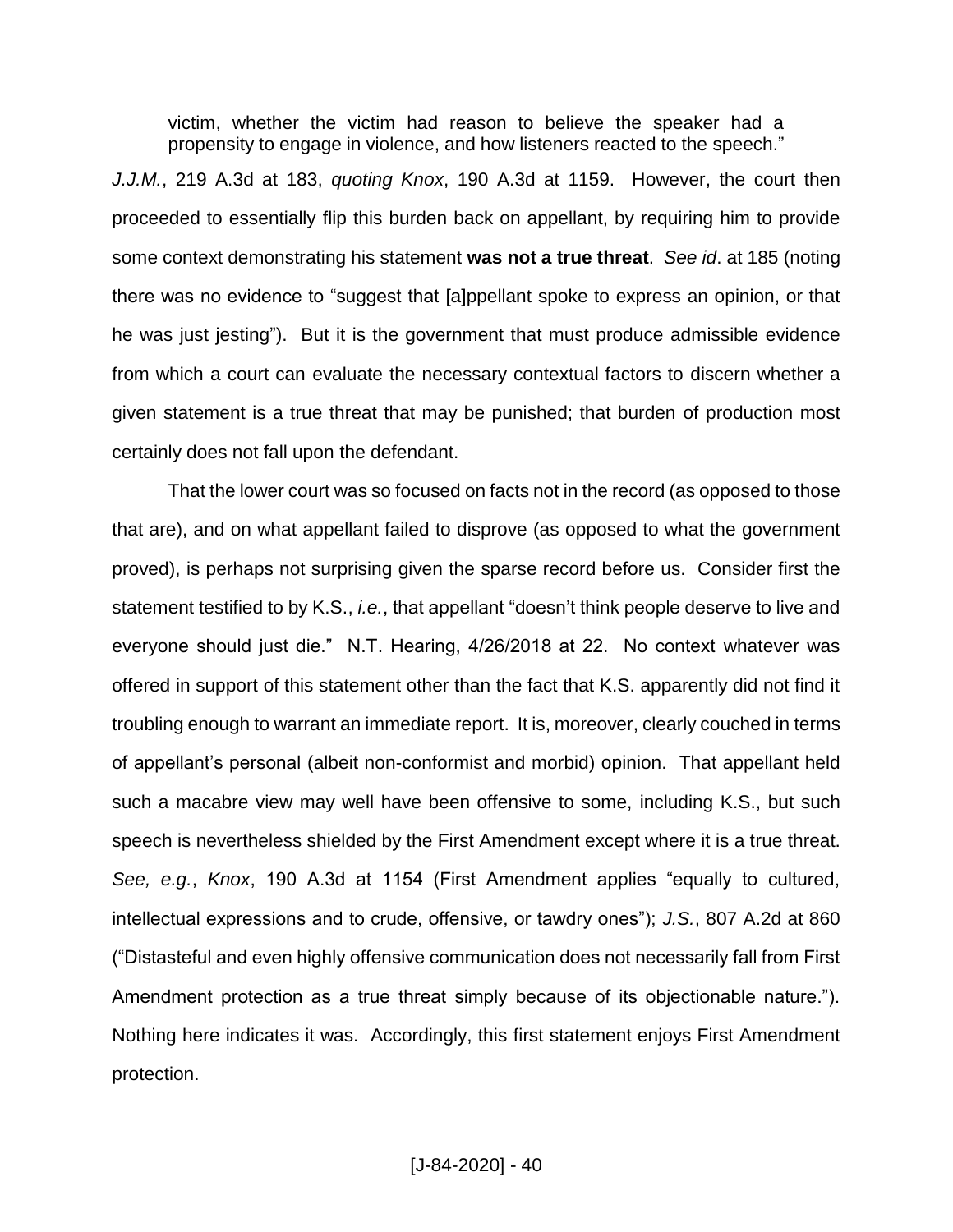> victim, whether the victim had reason to believe the speaker had a propensity to engage in violence, and how listeners reacted to the speech."

*J.J.M.*, 219 A.3d at 183, *quoting Knox*, 190 A.3d at 1159. However, the court then proceeded to essentially flip this burden back on appellant, by requiring him to provide some context demonstrating his statement **was not a true threat**. *See id*. at 185 (noting there was no evidence to "suggest that [a]ppellant spoke to express an opinion, or that he was just jesting"). But it is the government that must produce admissible evidence from which a court can evaluate the necessary contextual factors to discern whether a given statement is a true threat that may be punished; that burden of production most certainly does not fall upon the defendant.

That the lower court was so focused on facts not in the record (as opposed to those that are), and on what appellant failed to disprove (as opposed to what the government proved), is perhaps not surprising given the sparse record before us. Consider first the statement testified to by K.S., *i.e.*, that appellant "doesn't think people deserve to live and everyone should just die." N.T. Hearing, 4/26/2018 at 22. No context whatever was offered in support of this statement other than the fact that K.S. apparently did not find it troubling enough to warrant an immediate report. It is, moreover, clearly couched in terms of appellant's personal (albeit non-conformist and morbid) opinion. That appellant held such a macabre view may well have been offensive to some, including K.S., but such speech is nevertheless shielded by the First Amendment except where it is a true threat. *See, e.g.*, *Knox*, 190 A.3d at 1154 (First Amendment applies "equally to cultured, intellectual expressions and to crude, offensive, or tawdry ones"); *J.S.*, 807 A.2d at 860 ("Distasteful and even highly offensive communication does not necessarily fall from First Amendment protection as a true threat simply because of its objectionable nature."). Nothing here indicates it was. Accordingly, this first statement enjoys First Amendment protection.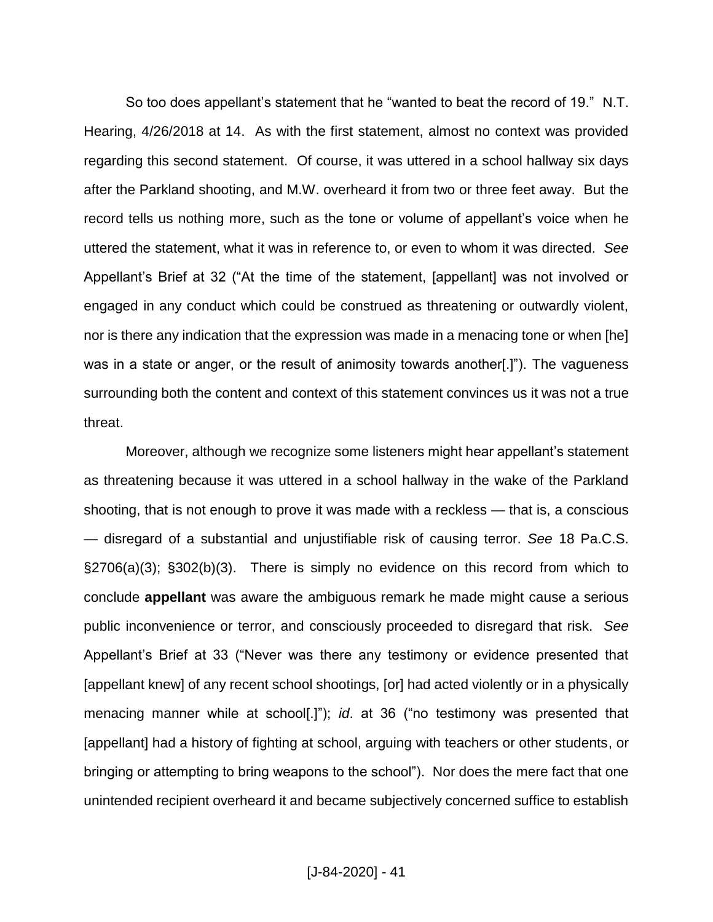So too does appellant's statement that he "wanted to beat the record of 19." N.T. Hearing, 4/26/2018 at 14. As with the first statement, almost no context was provided regarding this second statement. Of course, it was uttered in a school hallway six days after the Parkland shooting, and M.W. overheard it from two or three feet away. But the record tells us nothing more, such as the tone or volume of appellant's voice when he uttered the statement, what it was in reference to, or even to whom it was directed. *See* Appellant's Brief at 32 ("At the time of the statement, [appellant] was not involved or engaged in any conduct which could be construed as threatening or outwardly violent, nor is there any indication that the expression was made in a menacing tone or when [he] was in a state or anger, or the result of animosity towards another[.]"). The vagueness surrounding both the content and context of this statement convinces us it was not a true threat.

Moreover, although we recognize some listeners might hear appellant's statement as threatening because it was uttered in a school hallway in the wake of the Parkland shooting, that is not enough to prove it was made with a reckless — that is, a conscious — disregard of a substantial and unjustifiable risk of causing terror. *See* 18 Pa.C.S. §2706(a)(3); §302(b)(3). There is simply no evidence on this record from which to conclude **appellant** was aware the ambiguous remark he made might cause a serious public inconvenience or terror, and consciously proceeded to disregard that risk. *See* Appellant's Brief at 33 ("Never was there any testimony or evidence presented that [appellant knew] of any recent school shootings, [or] had acted violently or in a physically menacing manner while at school[.]"); *id*. at 36 ("no testimony was presented that [appellant] had a history of fighting at school, arguing with teachers or other students, or bringing or attempting to bring weapons to the school"). Nor does the mere fact that one unintended recipient overheard it and became subjectively concerned suffice to establish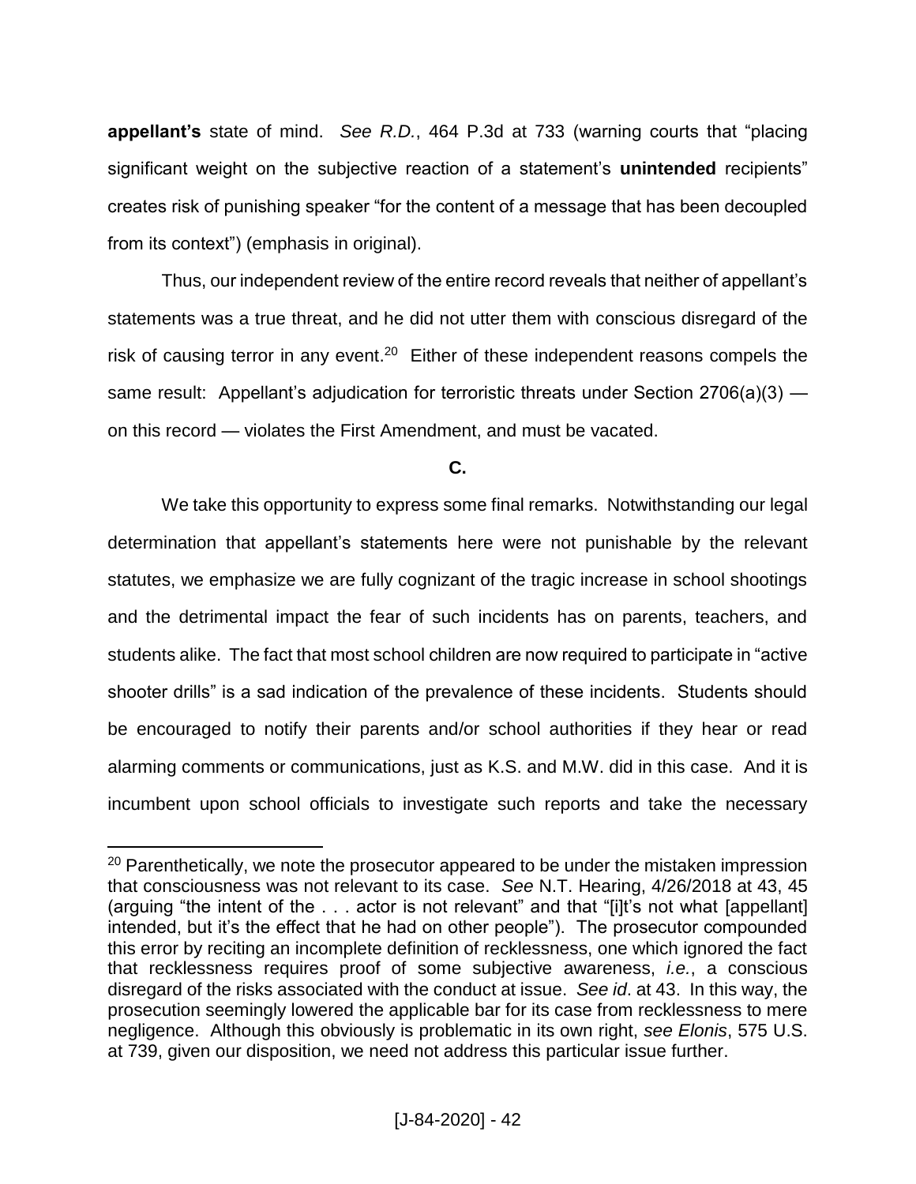**appellant's** state of mind. *See R.D.*, 464 P.3d at 733 (warning courts that "placing significant weight on the subjective reaction of a statement's **unintended** recipients" creates risk of punishing speaker "for the content of a message that has been decoupled from its context") (emphasis in original).

Thus, our independent review of the entire record reveals that neither of appellant's statements was a true threat, and he did not utter them with conscious disregard of the risk of causing terror in any event.[20] Either of these independent reasons compels the same result: Appellant's adjudication for terroristic threats under Section 2706(a)(3) — on this record — violates the First Amendment, and must be vacated.

**C.**

We take this opportunity to express some final remarks. Notwithstanding our legal determination that appellant's statements here were not punishable by the relevant statutes, we emphasize we are fully cognizant of the tragic increase in school shootings and the detrimental impact the fear of such incidents has on parents, teachers, and students alike. The fact that most school children are now required to participate in "active shooter drills" is a sad indication of the prevalence of these incidents. Students should be encouraged to notify their parents and/or school authorities if they hear or read alarming comments or communications, just as K.S. and M.W. did in this case. And it is incumbent upon school officials to investigate such reports and take the necessary

---

[20] Parenthetically, we note the prosecutor appeared to be under the mistaken impression that consciousness was not relevant to its case. *See* N.T. Hearing, 4/26/2018 at 43, 45 (arguing "the intent of the . . . actor is not relevant" and that "[i]t's not what [appellant] intended, but it's the effect that he had on other people"). The prosecutor compounded this error by reciting an incomplete definition of recklessness, one which ignored the fact that recklessness requires proof of some subjective awareness, *i.e.*, a conscious disregard of the risks associated with the conduct at issue. *See id*. at 43. In this way, the prosecution seemingly lowered the applicable bar for its case from recklessness to mere negligence. Although this obviously is problematic in its own right, *see Elonis*, 575 U.S. at 739, given our disposition, we need not address this particular issue further.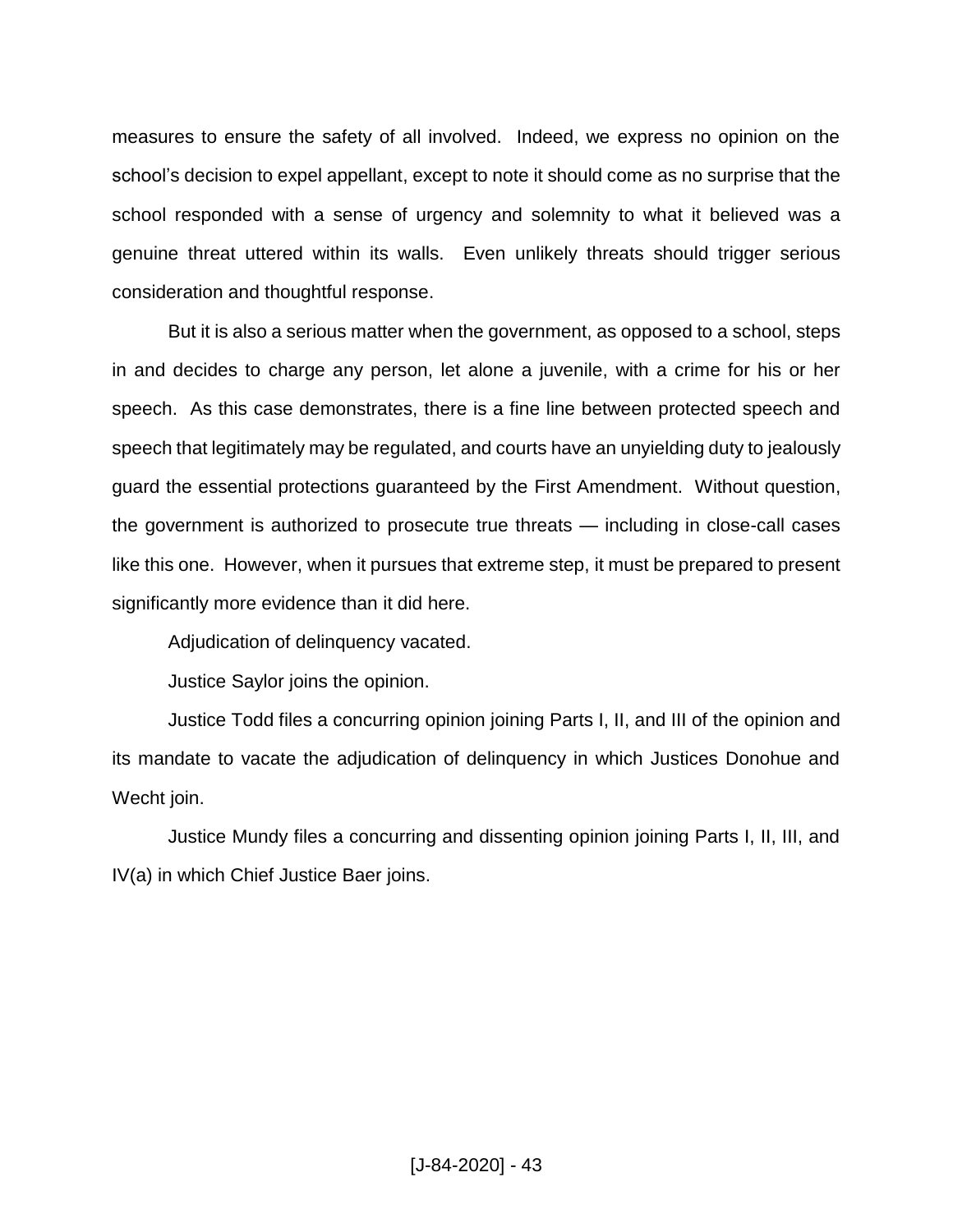measures to ensure the safety of all involved. Indeed, we express no opinion on the school's decision to expel appellant, except to note it should come as no surprise that the school responded with a sense of urgency and solemnity to what it believed was a genuine threat uttered within its walls. Even unlikely threats should trigger serious consideration and thoughtful response.

But it is also a serious matter when the government, as opposed to a school, steps in and decides to charge any person, let alone a juvenile, with a crime for his or her speech. As this case demonstrates, there is a fine line between protected speech and speech that legitimately may be regulated, and courts have an unyielding duty to jealously guard the essential protections guaranteed by the First Amendment. Without question, the government is authorized to prosecute true threats — including in close-call cases like this one. However, when it pursues that extreme step, it must be prepared to present significantly more evidence than it did here.

Adjudication of delinquency vacated.

Justice Saylor joins the opinion.

Justice Todd files a concurring opinion joining Parts I, II, and III of the opinion and its mandate to vacate the adjudication of delinquency in which Justices Donohue and Wecht join.

Justice Mundy files a concurring and dissenting opinion joining Parts I, II, III, and IV(a) in which Chief Justice Baer joins.